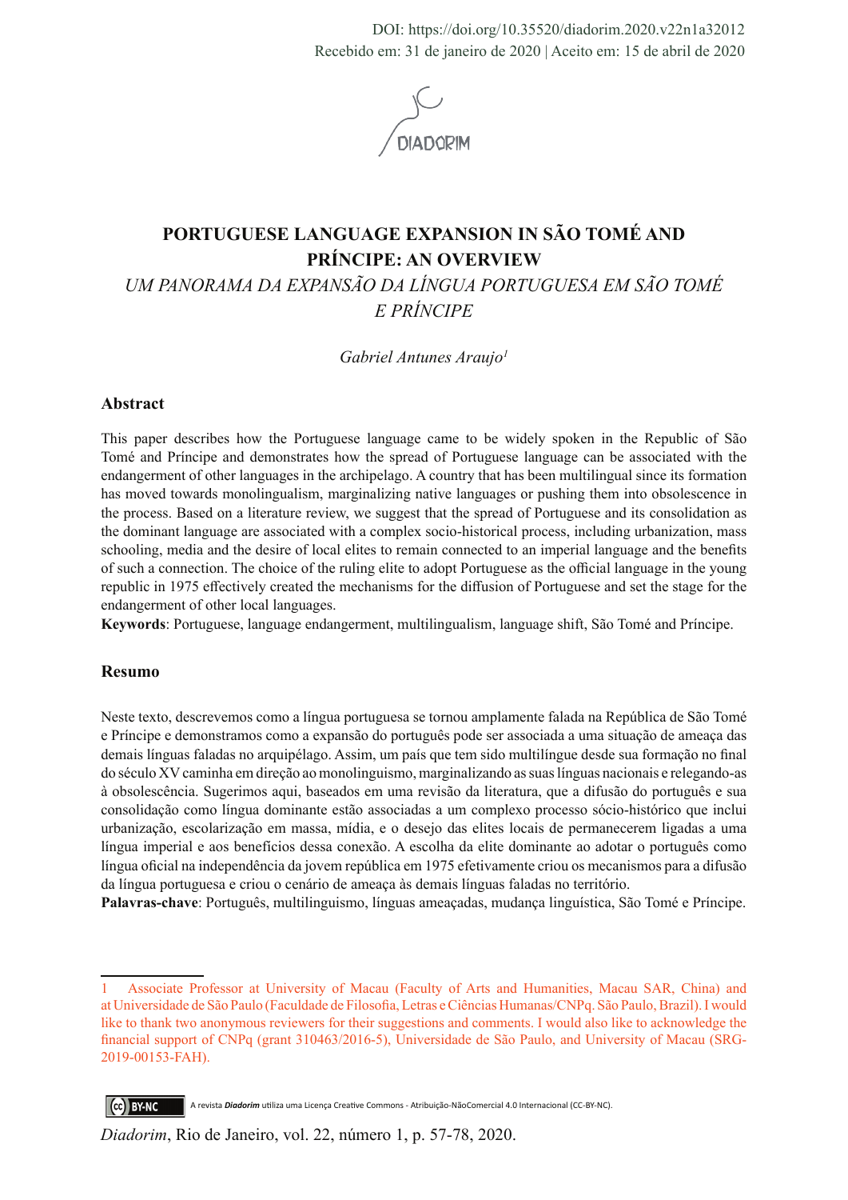DOI: https://doi.org/10.35520/diadorim.2020.v22n1a32012
Recebido em: 31 de janeiro de 2020 | Aceito em: 15 de abril de 2020

# PORTUGUESE LANGUAGE EXPANSION IN SÃO TOMÉ AND PRÍNCIPE: AN OVERVIEW

## *UM PANORAMA DA EXPANSÃO DA LÍNGUA PORTUGUESA EM SÃO TOMÉ E PRÍNCIPE*

*Gabriel Antunes Araujo*[1]

### Abstract

This paper describes how the Portuguese language came to be widely spoken in the Republic of São Tomé and Príncipe and demonstrates how the spread of Portuguese language can be associated with the endangerment of other languages in the archipelago. A country that has been multilingual since its formation has moved towards monolingualism, marginalizing native languages or pushing them into obsolescence in the process. Based on a literature review, we suggest that the spread of Portuguese and its consolidation as the dominant language are associated with a complex socio-historical process, including urbanization, mass schooling, media and the desire of local elites to remain connected to an imperial language and the benefits of such a connection. The choice of the ruling elite to adopt Portuguese as the official language in the young republic in 1975 effectively created the mechanisms for the diffusion of Portuguese and set the stage for the endangerment of other local languages.

**Keywords**: Portuguese, language endangerment, multilingualism, language shift, São Tomé and Príncipe.

### Resumo

Neste texto, descrevemos como a língua portuguesa se tornou amplamente falada na República de São Tomé e Príncipe e demonstramos como a expansão do português pode ser associada a uma situação de ameaça das demais línguas faladas no arquipélago. Assim, um país que tem sido multilíngue desde sua formação no final do século XV caminha em direção ao monolinguismo, marginalizando as suas línguas nacionais e relegando-as à obsolescência. Sugerimos aqui, baseados em uma revisão da literatura, que a difusão do português e sua consolidação como língua dominante estão associadas a um complexo processo sócio-histórico que inclui urbanização, escolarização em massa, mídia, e o desejo das elites locais de permanecerem ligadas a uma língua imperial e aos benefícios dessa conexão. A escolha da elite dominante ao adotar o português como língua oficial na independência da jovem república em 1975 efetivamente criou os mecanismos para a difusão da língua portuguesa e criou o cenário de ameaça às demais línguas faladas no território.

**Palavras-chave**: Português, multilinguismo, línguas ameaçadas, mudança linguística, São Tomé e Príncipe.

---

[1] Associate Professor at University of Macau (Faculty of Arts and Humanities, Macau SAR, China) and at Universidade de São Paulo (Faculdade de Filosofia, Letras e Ciências Humanas/CNPq. São Paulo, Brazil). I would like to thank two anonymous reviewers for their suggestions and comments. I would also like to acknowledge the financial support of CNPq (grant 310463/2016-5), Universidade de São Paulo, and University of Macau (SRG-2019-00153-FAH).

A revista *Diadorim* utiliza uma Licença Creative Commons - Atribuição-NãoComercial 4.0 Internacional (CC-BY-NC).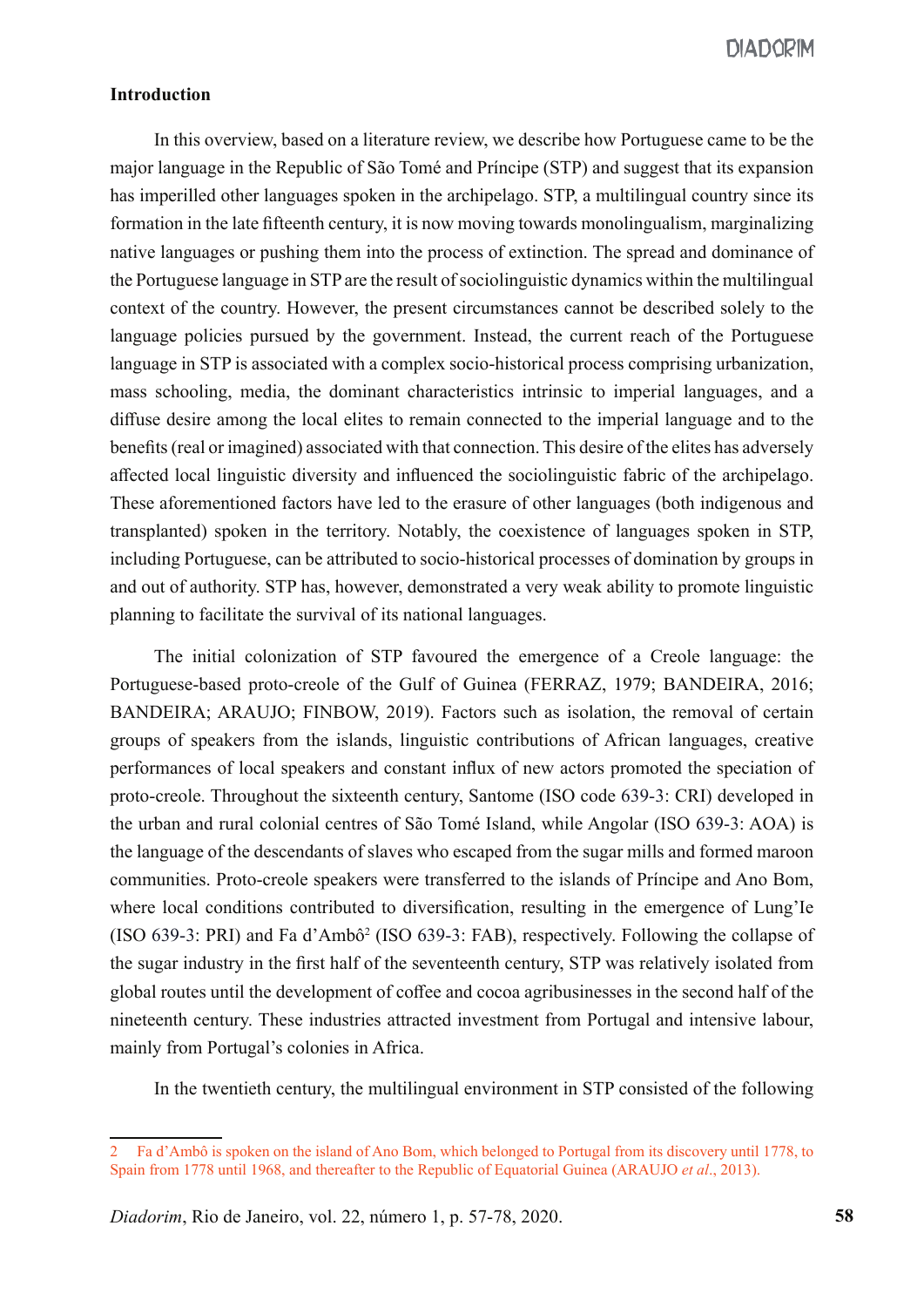**Introduction**

In this overview, based on a literature review, we describe how Portuguese came to be the major language in the Republic of São Tomé and Príncipe (STP) and suggest that its expansion has imperilled other languages spoken in the archipelago. STP, a multilingual country since its formation in the late fifteenth century, it is now moving towards monolingualism, marginalizing native languages or pushing them into the process of extinction. The spread and dominance of the Portuguese language in STP are the result of sociolinguistic dynamics within the multilingual context of the country. However, the present circumstances cannot be described solely to the language policies pursued by the government. Instead, the current reach of the Portuguese language in STP is associated with a complex socio-historical process comprising urbanization, mass schooling, media, the dominant characteristics intrinsic to imperial languages, and a diffuse desire among the local elites to remain connected to the imperial language and to the benefits (real or imagined) associated with that connection. This desire of the elites has adversely affected local linguistic diversity and influenced the sociolinguistic fabric of the archipelago. These aforementioned factors have led to the erasure of other languages (both indigenous and transplanted) spoken in the territory. Notably, the coexistence of languages spoken in STP, including Portuguese, can be attributed to socio-historical processes of domination by groups in and out of authority. STP has, however, demonstrated a very weak ability to promote linguistic planning to facilitate the survival of its national languages.

The initial colonization of STP favoured the emergence of a Creole language: the Portuguese-based proto-creole of the Gulf of Guinea (FERRAZ, 1979; BANDEIRA, 2016; BANDEIRA; ARAUJO; FINBOW, 2019). Factors such as isolation, the removal of certain groups of speakers from the islands, linguistic contributions of African languages, creative performances of local speakers and constant influx of new actors promoted the speciation of proto-creole. Throughout the sixteenth century, Santome (ISO code 639-3: CRI) developed in the urban and rural colonial centres of São Tomé Island, while Angolar (ISO 639-3: AOA) is the language of the descendants of slaves who escaped from the sugar mills and formed maroon communities. Proto-creole speakers were transferred to the islands of Príncipe and Ano Bom, where local conditions contributed to diversification, resulting in the emergence of Lung'Ie (ISO 639-3: PRI) and Fa d'Ambô[2] (ISO 639-3: FAB), respectively. Following the collapse of the sugar industry in the first half of the seventeenth century, STP was relatively isolated from global routes until the development of coffee and cocoa agribusinesses in the second half of the nineteenth century. These industries attracted investment from Portugal and intensive labour, mainly from Portugal's colonies in Africa.

In the twentieth century, the multilingual environment in STP consisted of the following

---

2 Fa d'Ambô is spoken on the island of Ano Bom, which belonged to Portugal from its discovery until 1778, to Spain from 1778 until 1968, and thereafter to the Republic of Equatorial Guinea (ARAUJO *et al*., 2013).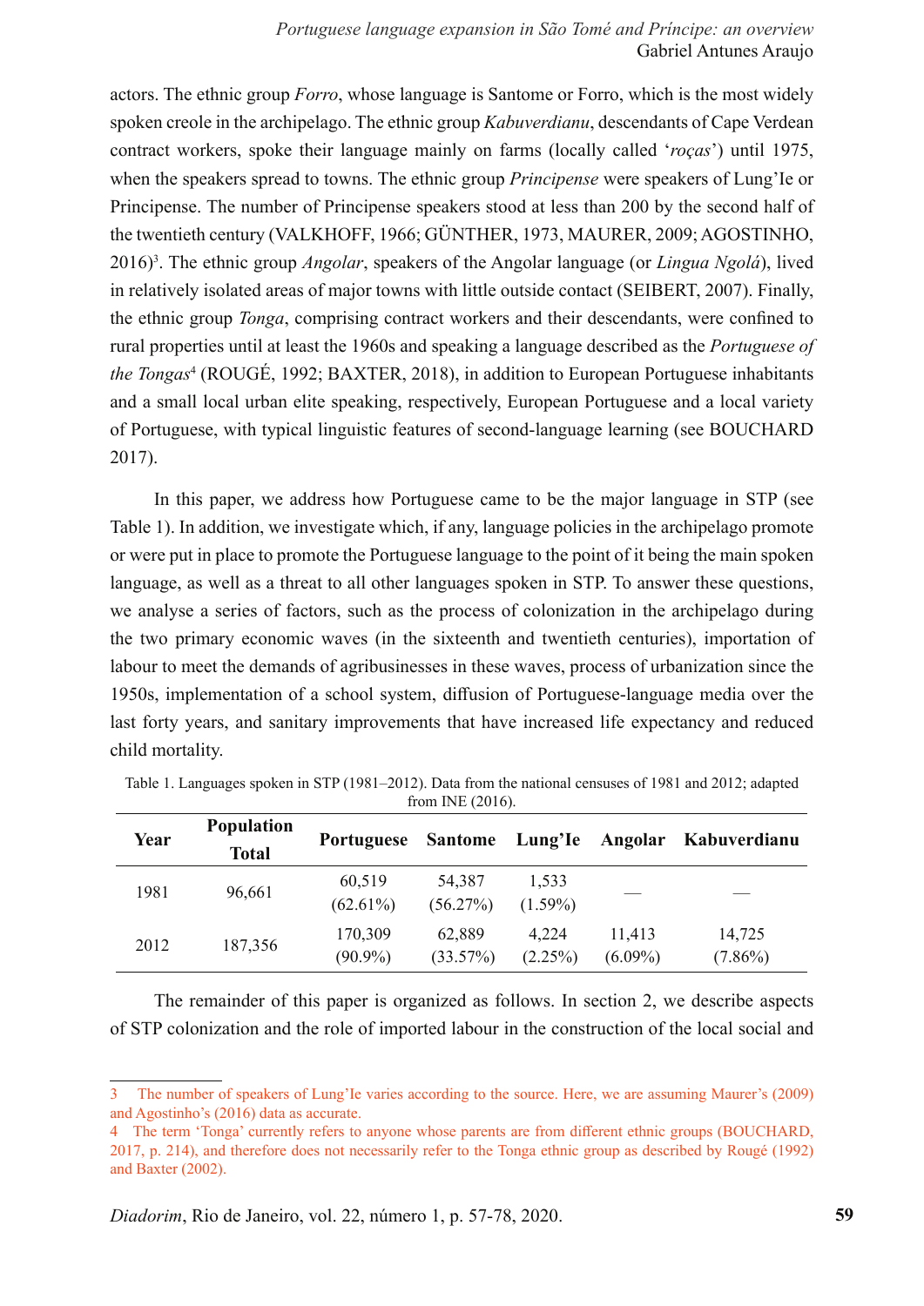actors. The ethnic group *Forro*, whose language is Santome or Forro, which is the most widely spoken creole in the archipelago. The ethnic group *Kabuverdianu*, descendants of Cape Verdean contract workers, spoke their language mainly on farms (locally called '*roças*') until 1975, when the speakers spread to towns. The ethnic group *Principense* were speakers of Lung'Ie or Principense. The number of Principense speakers stood at less than 200 by the second half of the twentieth century (VALKHOFF, 1966; GÜNTHER, 1973, MAURER, 2009; AGOSTINHO, 2016)[3]. The ethnic group *Angolar*, speakers of the Angolar language (or *Lingua Ngolá*), lived in relatively isolated areas of major towns with little outside contact (SEIBERT, 2007). Finally, the ethnic group *Tonga*, comprising contract workers and their descendants, were confined to rural properties until at least the 1960s and speaking a language described as the *Portuguese of the Tongas*[4] (ROUGÉ, 1992; BAXTER, 2018), in addition to European Portuguese inhabitants and a small local urban elite speaking, respectively, European Portuguese and a local variety of Portuguese, with typical linguistic features of second-language learning (see BOUCHARD 2017).

In this paper, we address how Portuguese came to be the major language in STP (see Table 1). In addition, we investigate which, if any, language policies in the archipelago promote or were put in place to promote the Portuguese language to the point of it being the main spoken language, as well as a threat to all other languages spoken in STP. To answer these questions, we analyse a series of factors, such as the process of colonization in the archipelago during the two primary economic waves (in the sixteenth and twentieth centuries), importation of labour to meet the demands of agribusinesses in these waves, process of urbanization since the 1950s, implementation of a school system, diffusion of Portuguese-language media over the last forty years, and sanitary improvements that have increased life expectancy and reduced child mortality.

Table 1. Languages spoken in STP (1981–2012). Data from the national censuses of 1981 and 2012; adapted from INE (2016).

| Year | Population Total | Portuguese | Santome | Lung'Ie | Angolar | Kabuverdianu |
|---|---|---|---|---|---|---|
| 1981 | 96,661 | 60,519 (62.61%) | 54,387 (56.27%) | 1,533 (1.59%) | — | — |
| 2012 | 187,356 | 170,309 (90.9%) | 62,889 (33.57%) | 4,224 (2.25%) | 11,413 (6.09%) | 14,725 (7.86%) |

The remainder of this paper is organized as follows. In section 2, we describe aspects of STP colonization and the role of imported labour in the construction of the local social and

---

3 The number of speakers of Lung'Ie varies according to the source. Here, we are assuming Maurer's (2009) and Agostinho's (2016) data as accurate.

4 The term 'Tonga' currently refers to anyone whose parents are from different ethnic groups (BOUCHARD, 2017, p. 214), and therefore does not necessarily refer to the Tonga ethnic group as described by Rougé (1992) and Baxter (2002).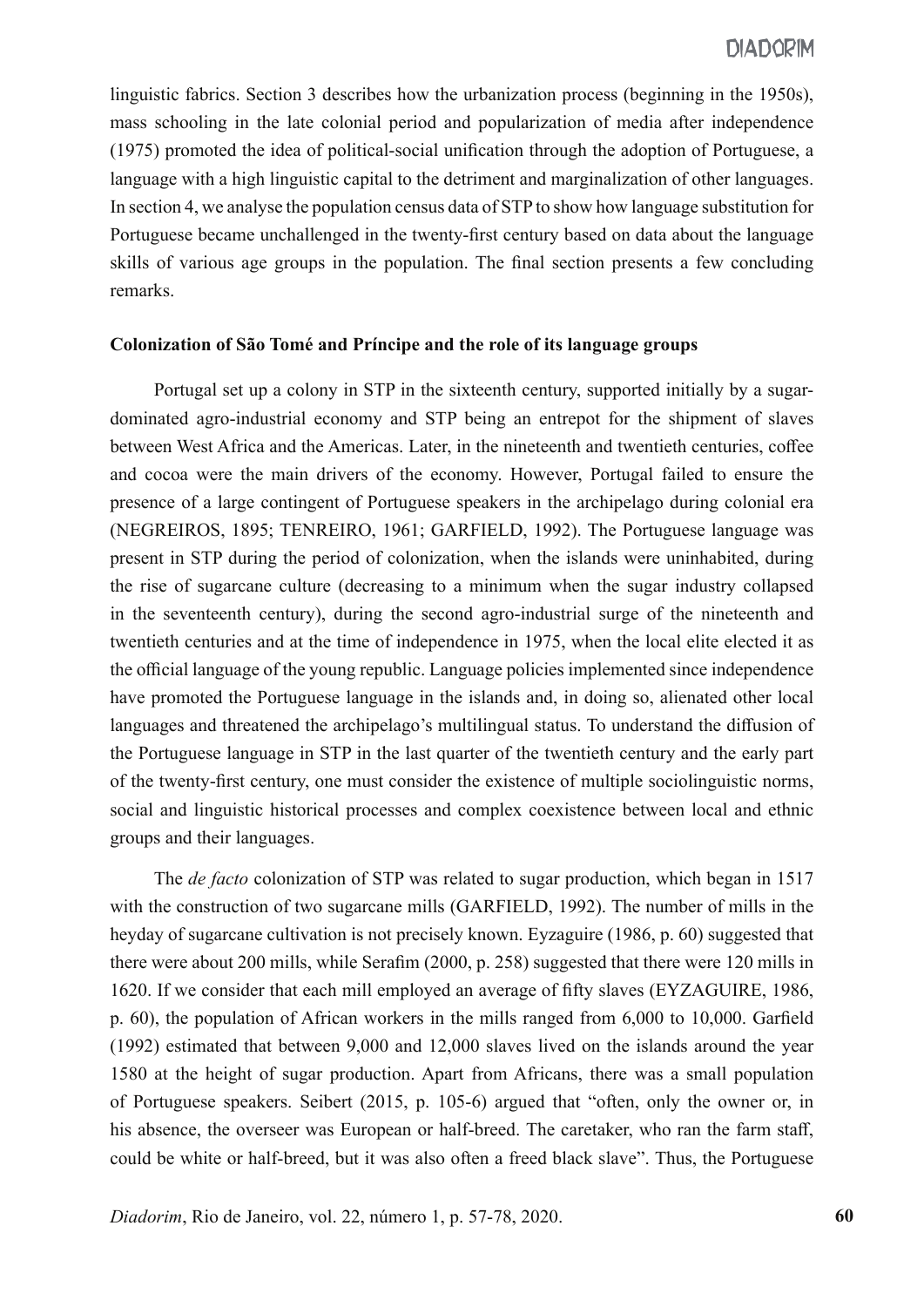linguistic fabrics. Section 3 describes how the urbanization process (beginning in the 1950s), mass schooling in the late colonial period and popularization of media after independence (1975) promoted the idea of political-social unification through the adoption of Portuguese, a language with a high linguistic capital to the detriment and marginalization of other languages. In section 4, we analyse the population census data of STP to show how language substitution for Portuguese became unchallenged in the twenty-first century based on data about the language skills of various age groups in the population. The final section presents a few concluding remarks.

## Colonization of São Tomé and Príncipe and the role of its language groups

Portugal set up a colony in STP in the sixteenth century, supported initially by a sugar-dominated agro-industrial economy and STP being an entrepot for the shipment of slaves between West Africa and the Americas. Later, in the nineteenth and twentieth centuries, coffee and cocoa were the main drivers of the economy. However, Portugal failed to ensure the presence of a large contingent of Portuguese speakers in the archipelago during colonial era (NEGREIROS, 1895; TENREIRO, 1961; GARFIELD, 1992). The Portuguese language was present in STP during the period of colonization, when the islands were uninhabited, during the rise of sugarcane culture (decreasing to a minimum when the sugar industry collapsed in the seventeenth century), during the second agro-industrial surge of the nineteenth and twentieth centuries and at the time of independence in 1975, when the local elite elected it as the official language of the young republic. Language policies implemented since independence have promoted the Portuguese language in the islands and, in doing so, alienated other local languages and threatened the archipelago's multilingual status. To understand the diffusion of the Portuguese language in STP in the last quarter of the twentieth century and the early part of the twenty-first century, one must consider the existence of multiple sociolinguistic norms, social and linguistic historical processes and complex coexistence between local and ethnic groups and their languages.

The *de facto* colonization of STP was related to sugar production, which began in 1517 with the construction of two sugarcane mills (GARFIELD, 1992). The number of mills in the heyday of sugarcane cultivation is not precisely known. Eyzaguire (1986, p. 60) suggested that there were about 200 mills, while Serafim (2000, p. 258) suggested that there were 120 mills in 1620. If we consider that each mill employed an average of fifty slaves (EYZAGUIRE, 1986, p. 60), the population of African workers in the mills ranged from 6,000 to 10,000. Garfield (1992) estimated that between 9,000 and 12,000 slaves lived on the islands around the year 1580 at the height of sugar production. Apart from Africans, there was a small population of Portuguese speakers. Seibert (2015, p. 105-6) argued that "often, only the owner or, in his absence, the overseer was European or half-breed. The caretaker, who ran the farm staff, could be white or half-breed, but it was also often a freed black slave". Thus, the Portuguese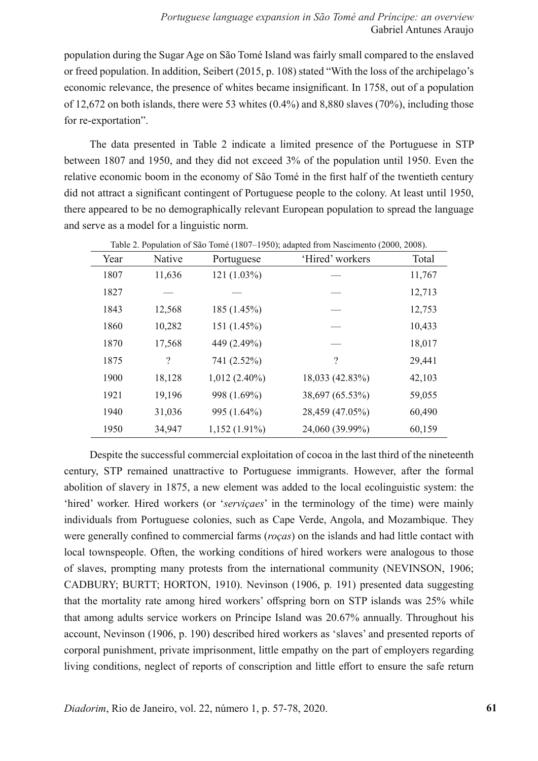population during the Sugar Age on São Tomé Island was fairly small compared to the enslaved or freed population. In addition, Seibert (2015, p. 108) stated "With the loss of the archipelago's economic relevance, the presence of whites became insignificant. In 1758, out of a population of 12,672 on both islands, there were 53 whites (0.4%) and 8,880 slaves (70%), including those for re-exportation".

The data presented in Table 2 indicate a limited presence of the Portuguese in STP between 1807 and 1950, and they did not exceed 3% of the population until 1950. Even the relative economic boom in the economy of São Tomé in the first half of the twentieth century did not attract a significant contingent of Portuguese people to the colony. At least until 1950, there appeared to be no demographically relevant European population to spread the language and serve as a model for a linguistic norm.

Table 2. Population of São Tomé (1807–1950); adapted from Nascimento (2000, 2008).

| Year | Native | Portuguese | 'Hired' workers | Total |
|---|---|---|---|---|
| 1807 | 11,636 | 121 (1.03%) | — | 11,767 |
| 1827 | — | — | — | 12,713 |
| 1843 | 12,568 | 185 (1.45%) | — | 12,753 |
| 1860 | 10,282 | 151 (1.45%) | — | 10,433 |
| 1870 | 17,568 | 449 (2.49%) | — | 18,017 |
| 1875 | ? | 741 (2.52%) | ? | 29,441 |
| 1900 | 18,128 | 1,012 (2.40%) | 18,033 (42.83%) | 42,103 |
| 1921 | 19,196 | 998 (1.69%) | 38,697 (65.53%) | 59,055 |
| 1940 | 31,036 | 995 (1.64%) | 28,459 (47.05%) | 60,490 |
| 1950 | 34,947 | 1,152 (1.91%) | 24,060 (39.99%) | 60,159 |

Despite the successful commercial exploitation of cocoa in the last third of the nineteenth century, STP remained unattractive to Portuguese immigrants. However, after the formal abolition of slavery in 1875, a new element was added to the local ecolinguistic system: the 'hired' worker. Hired workers (or '*serviçaes*' in the terminology of the time) were mainly individuals from Portuguese colonies, such as Cape Verde, Angola, and Mozambique. They were generally confined to commercial farms (*roças*) on the islands and had little contact with local townspeople. Often, the working conditions of hired workers were analogous to those of slaves, prompting many protests from the international community (NEVINSON, 1906; CADBURY; BURTT; HORTON, 1910). Nevinson (1906, p. 191) presented data suggesting that the mortality rate among hired workers' offspring born on STP islands was 25% while that among adults service workers on Príncipe Island was 20.67% annually. Throughout his account, Nevinson (1906, p. 190) described hired workers as 'slaves' and presented reports of corporal punishment, private imprisonment, little empathy on the part of employers regarding living conditions, neglect of reports of conscription and little effort to ensure the safe return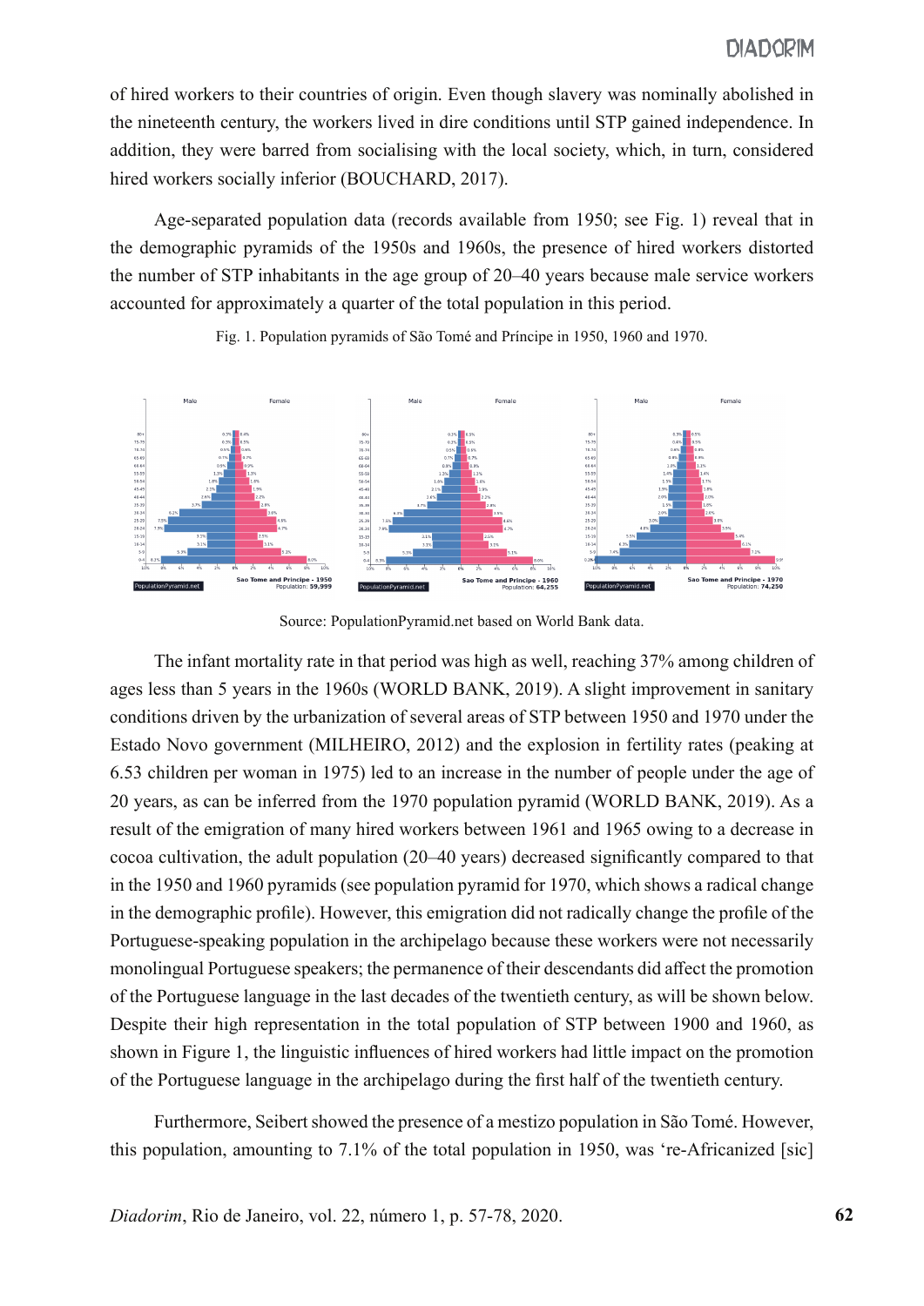of hired workers to their countries of origin. Even though slavery was nominally abolished in the nineteenth century, the workers lived in dire conditions until STP gained independence. In addition, they were barred from socialising with the local society, which, in turn, considered hired workers socially inferior (BOUCHARD, 2017).

Age-separated population data (records available from 1950; see Fig. 1) reveal that in the demographic pyramids of the 1950s and 1960s, the presence of hired workers distorted the number of STP inhabitants in the age group of 20–40 years because male service workers accounted for approximately a quarter of the total population in this period.

Fig. 1. Population pyramids of São Tomé and Príncipe in 1950, 1960 and 1970.

Source: PopulationPyramid.net based on World Bank data.

The infant mortality rate in that period was high as well, reaching 37% among children of ages less than 5 years in the 1960s (WORLD BANK, 2019). A slight improvement in sanitary conditions driven by the urbanization of several areas of STP between 1950 and 1970 under the Estado Novo government (MILHEIRO, 2012) and the explosion in fertility rates (peaking at 6.53 children per woman in 1975) led to an increase in the number of people under the age of 20 years, as can be inferred from the 1970 population pyramid (WORLD BANK, 2019). As a result of the emigration of many hired workers between 1961 and 1965 owing to a decrease in cocoa cultivation, the adult population (20–40 years) decreased significantly compared to that in the 1950 and 1960 pyramids (see population pyramid for 1970, which shows a radical change in the demographic profile). However, this emigration did not radically change the profile of the Portuguese-speaking population in the archipelago because these workers were not necessarily monolingual Portuguese speakers; the permanence of their descendants did affect the promotion of the Portuguese language in the last decades of the twentieth century, as will be shown below. Despite their high representation in the total population of STP between 1900 and 1960, as shown in Figure 1, the linguistic influences of hired workers had little impact on the promotion of the Portuguese language in the archipelago during the first half of the twentieth century.

Furthermore, Seibert showed the presence of a mestizo population in São Tomé. However, this population, amounting to 7.1% of the total population in 1950, was 're-Africanized [sic]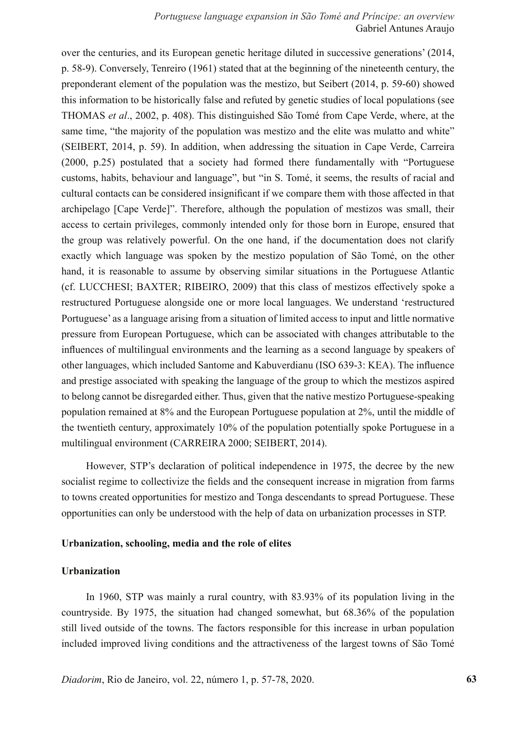over the centuries, and its European genetic heritage diluted in successive generations' (2014, p. 58-9). Conversely, Tenreiro (1961) stated that at the beginning of the nineteenth century, the preponderant element of the population was the mestizo, but Seibert (2014, p. 59-60) showed this information to be historically false and refuted by genetic studies of local populations (see THOMAS *et al*., 2002, p. 408). This distinguished São Tomé from Cape Verde, where, at the same time, "the majority of the population was mestizo and the elite was mulatto and white" (SEIBERT, 2014, p. 59). In addition, when addressing the situation in Cape Verde, Carreira (2000, p.25) postulated that a society had formed there fundamentally with "Portuguese customs, habits, behaviour and language", but "in S. Tomé, it seems, the results of racial and cultural contacts can be considered insignificant if we compare them with those affected in that archipelago [Cape Verde]". Therefore, although the population of mestizos was small, their access to certain privileges, commonly intended only for those born in Europe, ensured that the group was relatively powerful. On the one hand, if the documentation does not clarify exactly which language was spoken by the mestizo population of São Tomé, on the other hand, it is reasonable to assume by observing similar situations in the Portuguese Atlantic (cf. LUCCHESI; BAXTER; RIBEIRO, 2009) that this class of mestizos effectively spoke a restructured Portuguese alongside one or more local languages. We understand 'restructured Portuguese' as a language arising from a situation of limited access to input and little normative pressure from European Portuguese, which can be associated with changes attributable to the influences of multilingual environments and the learning as a second language by speakers of other languages, which included Santome and Kabuverdianu (ISO 639-3: KEA). The influence and prestige associated with speaking the language of the group to which the mestizos aspired to belong cannot be disregarded either. Thus, given that the native mestizo Portuguese-speaking population remained at 8% and the European Portuguese population at 2%, until the middle of the twentieth century, approximately 10% of the population potentially spoke Portuguese in a multilingual environment (CARREIRA 2000; SEIBERT, 2014).

However, STP's declaration of political independence in 1975, the decree by the new socialist regime to collectivize the fields and the consequent increase in migration from farms to towns created opportunities for mestizo and Tonga descendants to spread Portuguese. These opportunities can only be understood with the help of data on urbanization processes in STP.

## Urbanization, schooling, media and the role of elites

### Urbanization

In 1960, STP was mainly a rural country, with 83.93% of its population living in the countryside. By 1975, the situation had changed somewhat, but 68.36% of the population still lived outside of the towns. The factors responsible for this increase in urban population included improved living conditions and the attractiveness of the largest towns of São Tomé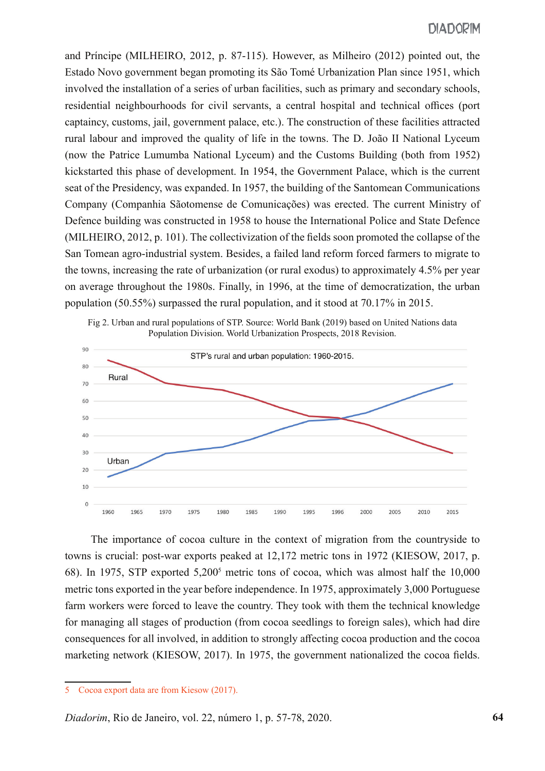and Príncipe (MILHEIRO, 2012, p. 87-115). However, as Milheiro (2012) pointed out, the Estado Novo government began promoting its São Tomé Urbanization Plan since 1951, which involved the installation of a series of urban facilities, such as primary and secondary schools, residential neighbourhoods for civil servants, a central hospital and technical offices (port captaincy, customs, jail, government palace, etc.). The construction of these facilities attracted rural labour and improved the quality of life in the towns. The D. João II National Lyceum (now the Patrice Lumumba National Lyceum) and the Customs Building (both from 1952) kickstarted this phase of development. In 1954, the Government Palace, which is the current seat of the Presidency, was expanded. In 1957, the building of the Santomean Communications Company (Companhia Sãotomense de Comunicações) was erected. The current Ministry of Defence building was constructed in 1958 to house the International Police and State Defence (MILHEIRO, 2012, p. 101). The collectivization of the fields soon promoted the collapse of the San Tomean agro-industrial system. Besides, a failed land reform forced farmers to migrate to the towns, increasing the rate of urbanization (or rural exodus) to approximately 4.5% per year on average throughout the 1980s. Finally, in 1996, at the time of democratization, the urban population (50.55%) surpassed the rural population, and it stood at 70.17% in 2015.

Fig 2. Urban and rural populations of STP. Source: World Bank (2019) based on United Nations data Population Division. World Urbanization Prospects, 2018 Revision.

The importance of cocoa culture in the context of migration from the countryside to towns is crucial: post-war exports peaked at 12,172 metric tons in 1972 (KIESOW, 2017, p. 68). In 1975, STP exported 5,200[5] metric tons of cocoa, which was almost half the 10,000 metric tons exported in the year before independence. In 1975, approximately 3,000 Portuguese farm workers were forced to leave the country. They took with them the technical knowledge for managing all stages of production (from cocoa seedlings to foreign sales), which had dire consequences for all involved, in addition to strongly affecting cocoa production and the cocoa marketing network (KIESOW, 2017). In 1975, the government nationalized the cocoa fields.

5 Cocoa export data are from Kiesow (2017).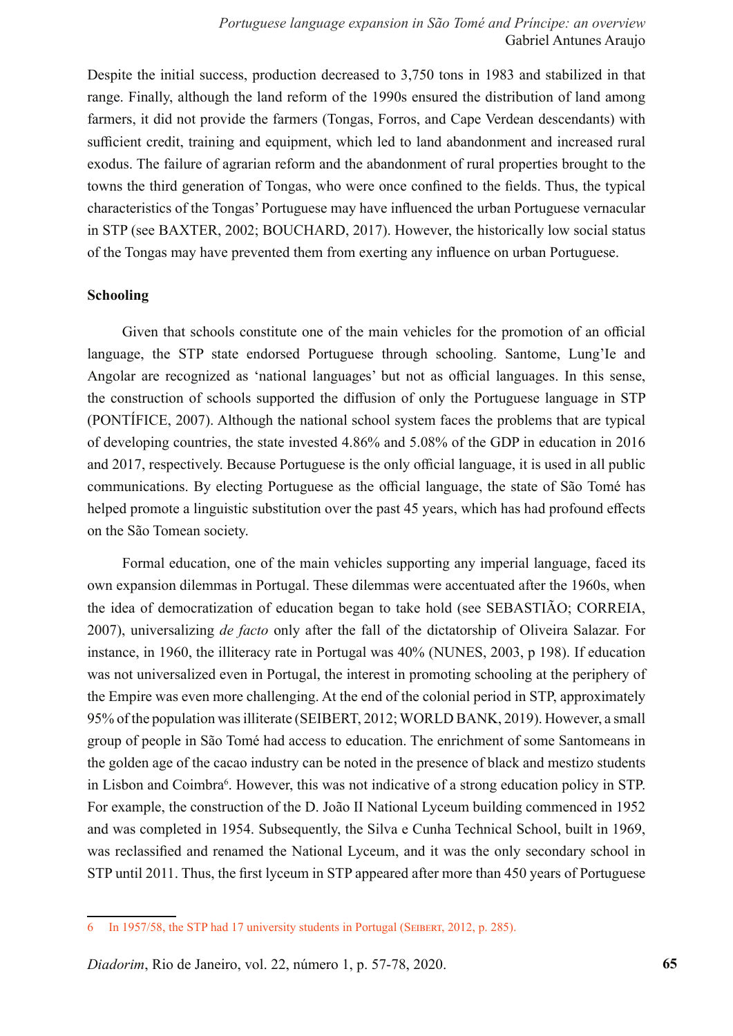Despite the initial success, production decreased to 3,750 tons in 1983 and stabilized in that range. Finally, although the land reform of the 1990s ensured the distribution of land among farmers, it did not provide the farmers (Tongas, Forros, and Cape Verdean descendants) with sufficient credit, training and equipment, which led to land abandonment and increased rural exodus. The failure of agrarian reform and the abandonment of rural properties brought to the towns the third generation of Tongas, who were once confined to the fields. Thus, the typical characteristics of the Tongas' Portuguese may have influenced the urban Portuguese vernacular in STP (see BAXTER, 2002; BOUCHARD, 2017). However, the historically low social status of the Tongas may have prevented them from exerting any influence on urban Portuguese.

**Schooling**

Given that schools constitute one of the main vehicles for the promotion of an official language, the STP state endorsed Portuguese through schooling. Santome, Lung'Ie and Angolar are recognized as 'national languages' but not as official languages. In this sense, the construction of schools supported the diffusion of only the Portuguese language in STP (PONTÍFICE, 2007). Although the national school system faces the problems that are typical of developing countries, the state invested 4.86% and 5.08% of the GDP in education in 2016 and 2017, respectively. Because Portuguese is the only official language, it is used in all public communications. By electing Portuguese as the official language, the state of São Tomé has helped promote a linguistic substitution over the past 45 years, which has had profound effects on the São Tomean society.

Formal education, one of the main vehicles supporting any imperial language, faced its own expansion dilemmas in Portugal. These dilemmas were accentuated after the 1960s, when the idea of democratization of education began to take hold (see SEBASTIÃO; CORREIA, 2007), universalizing *de facto* only after the fall of the dictatorship of Oliveira Salazar. For instance, in 1960, the illiteracy rate in Portugal was 40% (NUNES, 2003, p 198). If education was not universalized even in Portugal, the interest in promoting schooling at the periphery of the Empire was even more challenging. At the end of the colonial period in STP, approximately 95% of the population was illiterate (SEIBERT, 2012; WORLD BANK, 2019). However, a small group of people in São Tomé had access to education. The enrichment of some Santomeans in the golden age of the cacao industry can be noted in the presence of black and mestizo students in Lisbon and Coimbra[6]. However, this was not indicative of a strong education policy in STP. For example, the construction of the D. João II National Lyceum building commenced in 1952 and was completed in 1954. Subsequently, the Silva e Cunha Technical School, built in 1969, was reclassified and renamed the National Lyceum, and it was the only secondary school in STP until 2011. Thus, the first lyceum in STP appeared after more than 450 years of Portuguese

---

6 In 1957/58, the STP had 17 university students in Portugal (SEIBERT, 2012, p. 285).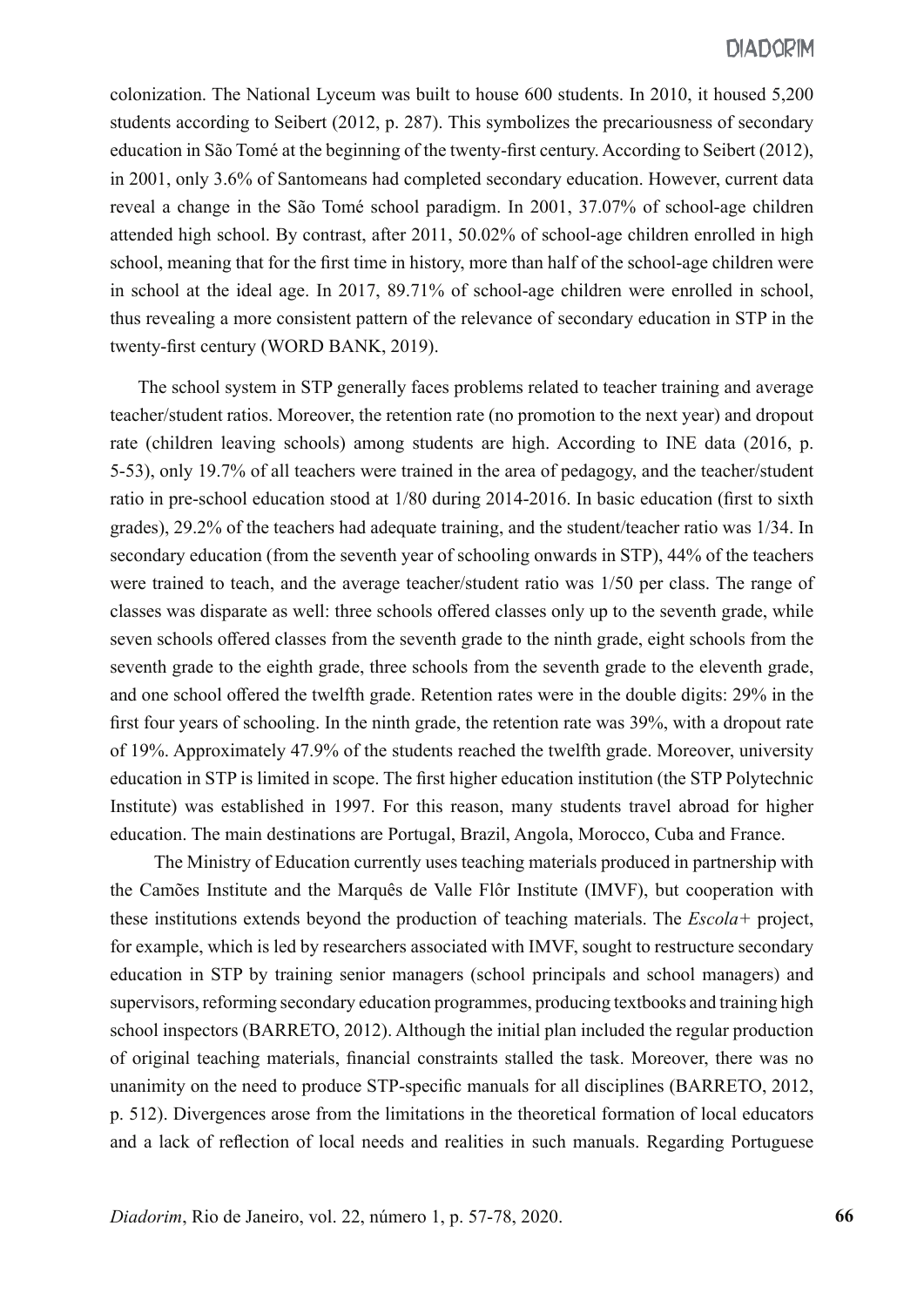colonization. The National Lyceum was built to house 600 students. In 2010, it housed 5,200 students according to Seibert (2012, p. 287). This symbolizes the precariousness of secondary education in São Tomé at the beginning of the twenty-first century. According to Seibert (2012), in 2001, only 3.6% of Santomeans had completed secondary education. However, current data reveal a change in the São Tomé school paradigm. In 2001, 37.07% of school-age children attended high school. By contrast, after 2011, 50.02% of school-age children enrolled in high school, meaning that for the first time in history, more than half of the school-age children were in school at the ideal age. In 2017, 89.71% of school-age children were enrolled in school, thus revealing a more consistent pattern of the relevance of secondary education in STP in the twenty-first century (WORD BANK, 2019).

The school system in STP generally faces problems related to teacher training and average teacher/student ratios. Moreover, the retention rate (no promotion to the next year) and dropout rate (children leaving schools) among students are high. According to INE data (2016, p. 5-53), only 19.7% of all teachers were trained in the area of pedagogy, and the teacher/student ratio in pre-school education stood at 1/80 during 2014-2016. In basic education (first to sixth grades), 29.2% of the teachers had adequate training, and the student/teacher ratio was 1/34. In secondary education (from the seventh year of schooling onwards in STP), 44% of the teachers were trained to teach, and the average teacher/student ratio was 1/50 per class. The range of classes was disparate as well: three schools offered classes only up to the seventh grade, while seven schools offered classes from the seventh grade to the ninth grade, eight schools from the seventh grade to the eighth grade, three schools from the seventh grade to the eleventh grade, and one school offered the twelfth grade. Retention rates were in the double digits: 29% in the first four years of schooling. In the ninth grade, the retention rate was 39%, with a dropout rate of 19%. Approximately 47.9% of the students reached the twelfth grade. Moreover, university education in STP is limited in scope. The first higher education institution (the STP Polytechnic Institute) was established in 1997. For this reason, many students travel abroad for higher education. The main destinations are Portugal, Brazil, Angola, Morocco, Cuba and France.

The Ministry of Education currently uses teaching materials produced in partnership with the Camões Institute and the Marquês de Valle Flôr Institute (IMVF), but cooperation with these institutions extends beyond the production of teaching materials. The *Escola+* project, for example, which is led by researchers associated with IMVF, sought to restructure secondary education in STP by training senior managers (school principals and school managers) and supervisors, reforming secondary education programmes, producing textbooks and training high school inspectors (BARRETO, 2012). Although the initial plan included the regular production of original teaching materials, financial constraints stalled the task. Moreover, there was no unanimity on the need to produce STP-specific manuals for all disciplines (BARRETO, 2012, p. 512). Divergences arose from the limitations in the theoretical formation of local educators and a lack of reflection of local needs and realities in such manuals. Regarding Portuguese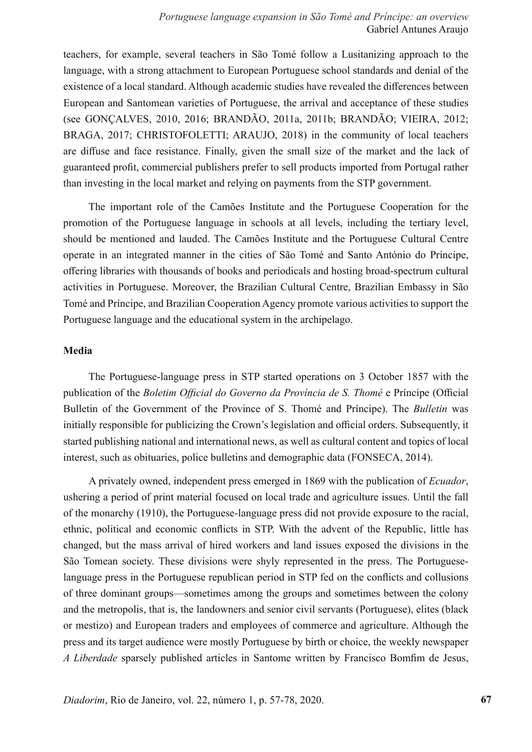teachers, for example, several teachers in São Tomé follow a Lusitanizing approach to the language, with a strong attachment to European Portuguese school standards and denial of the existence of a local standard. Although academic studies have revealed the differences between European and Santomean varieties of Portuguese, the arrival and acceptance of these studies (see GONÇALVES, 2010, 2016; BRANDÃO, 2011a, 2011b; BRANDÃO; VIEIRA, 2012; BRAGA, 2017; CHRISTOFOLETTI; ARAUJO, 2018) in the community of local teachers are diffuse and face resistance. Finally, given the small size of the market and the lack of guaranteed profit, commercial publishers prefer to sell products imported from Portugal rather than investing in the local market and relying on payments from the STP government.

The important role of the Camões Institute and the Portuguese Cooperation for the promotion of the Portuguese language in schools at all levels, including the tertiary level, should be mentioned and lauded. The Camões Institute and the Portuguese Cultural Centre operate in an integrated manner in the cities of São Tomé and Santo António do Príncipe, offering libraries with thousands of books and periodicals and hosting broad-spectrum cultural activities in Portuguese. Moreover, the Brazilian Cultural Centre, Brazilian Embassy in São Tomé and Príncipe, and Brazilian Cooperation Agency promote various activities to support the Portuguese language and the educational system in the archipelago.

**Media**

The Portuguese-language press in STP started operations on 3 October 1857 with the publication of the *Boletim Official do Governo da Província de S. Thomé* e Príncipe (Official Bulletin of the Government of the Province of S. Thomé and Príncipe). The *Bulletin* was initially responsible for publicizing the Crown's legislation and official orders. Subsequently, it started publishing national and international news, as well as cultural content and topics of local interest, such as obituaries, police bulletins and demographic data (FONSECA, 2014).

A privately owned, independent press emerged in 1869 with the publication of *Ecuador*, ushering a period of print material focused on local trade and agriculture issues. Until the fall of the monarchy (1910), the Portuguese-language press did not provide exposure to the racial, ethnic, political and economic conflicts in STP. With the advent of the Republic, little has changed, but the mass arrival of hired workers and land issues exposed the divisions in the São Tomean society. These divisions were shyly represented in the press. The Portuguese-language press in the Portuguese republican period in STP fed on the conflicts and collusions of three dominant groups—sometimes among the groups and sometimes between the colony and the metropolis, that is, the landowners and senior civil servants (Portuguese), elites (black or mestizo) and European traders and employees of commerce and agriculture. Although the press and its target audience were mostly Portuguese by birth or choice, the weekly newspaper *A Liberdade* sparsely published articles in Santome written by Francisco Bomfim de Jesus,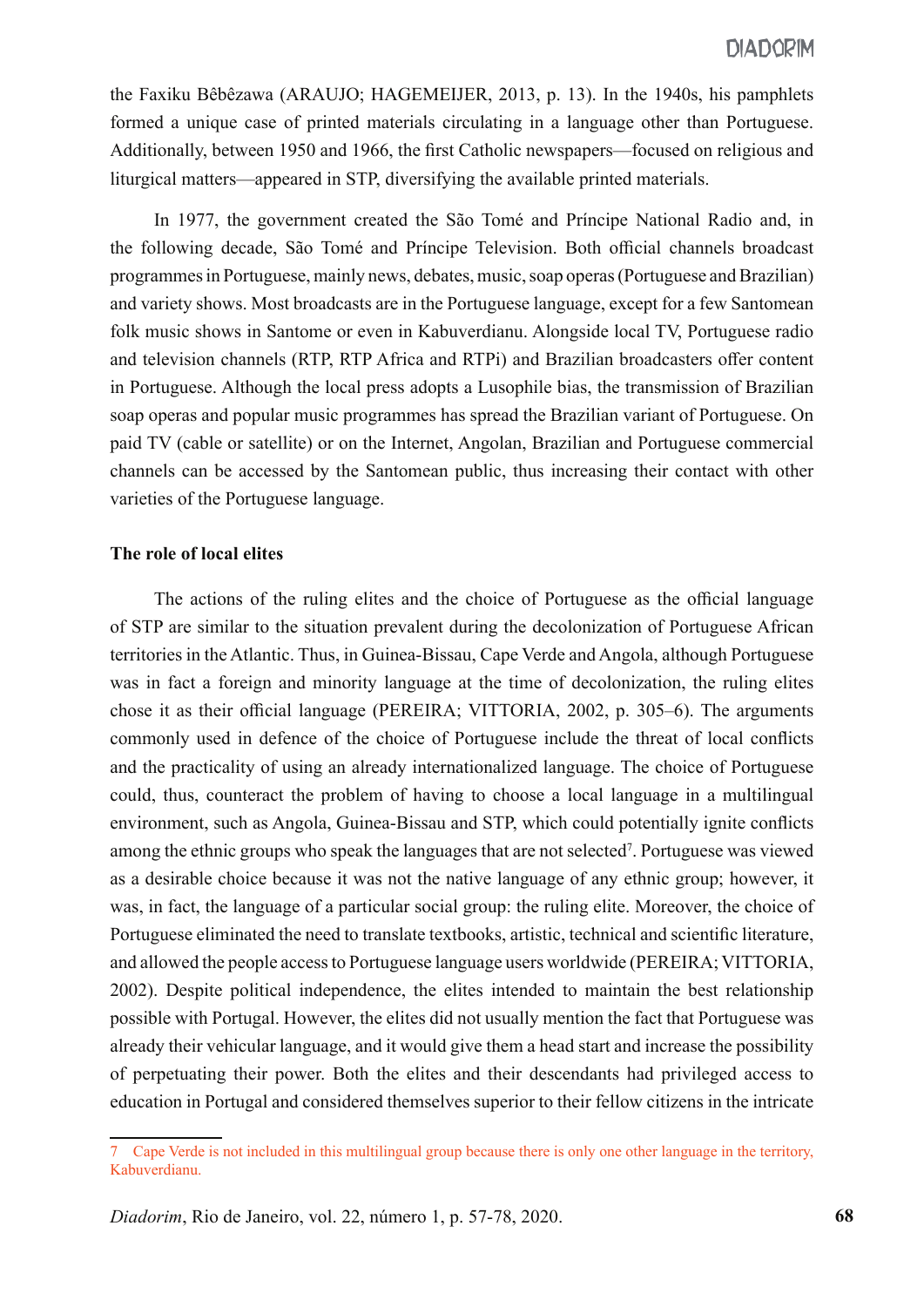the Faxiku Bêbêzawa (ARAUJO; HAGEMEIJER, 2013, p. 13). In the 1940s, his pamphlets formed a unique case of printed materials circulating in a language other than Portuguese. Additionally, between 1950 and 1966, the first Catholic newspapers—focused on religious and liturgical matters—appeared in STP, diversifying the available printed materials.

In 1977, the government created the São Tomé and Príncipe National Radio and, in the following decade, São Tomé and Príncipe Television. Both official channels broadcast programmes in Portuguese, mainly news, debates, music, soap operas (Portuguese and Brazilian) and variety shows. Most broadcasts are in the Portuguese language, except for a few Santomean folk music shows in Santome or even in Kabuverdianu. Alongside local TV, Portuguese radio and television channels (RTP, RTP Africa and RTPi) and Brazilian broadcasters offer content in Portuguese. Although the local press adopts a Lusophile bias, the transmission of Brazilian soap operas and popular music programmes has spread the Brazilian variant of Portuguese. On paid TV (cable or satellite) or on the Internet, Angolan, Brazilian and Portuguese commercial channels can be accessed by the Santomean public, thus increasing their contact with other varieties of the Portuguese language.

**The role of local elites**

The actions of the ruling elites and the choice of Portuguese as the official language of STP are similar to the situation prevalent during the decolonization of Portuguese African territories in the Atlantic. Thus, in Guinea-Bissau, Cape Verde and Angola, although Portuguese was in fact a foreign and minority language at the time of decolonization, the ruling elites chose it as their official language (PEREIRA; VITTORIA, 2002, p. 305–6). The arguments commonly used in defence of the choice of Portuguese include the threat of local conflicts and the practicality of using an already internationalized language. The choice of Portuguese could, thus, counteract the problem of having to choose a local language in a multilingual environment, such as Angola, Guinea-Bissau and STP, which could potentially ignite conflicts among the ethnic groups who speak the languages that are not selected[7]. Portuguese was viewed as a desirable choice because it was not the native language of any ethnic group; however, it was, in fact, the language of a particular social group: the ruling elite. Moreover, the choice of Portuguese eliminated the need to translate textbooks, artistic, technical and scientific literature, and allowed the people access to Portuguese language users worldwide (PEREIRA; VITTORIA, 2002). Despite political independence, the elites intended to maintain the best relationship possible with Portugal. However, the elites did not usually mention the fact that Portuguese was already their vehicular language, and it would give them a head start and increase the possibility of perpetuating their power. Both the elites and their descendants had privileged access to education in Portugal and considered themselves superior to their fellow citizens in the intricate

7 Cape Verde is not included in this multilingual group because there is only one other language in the territory, Kabuverdianu.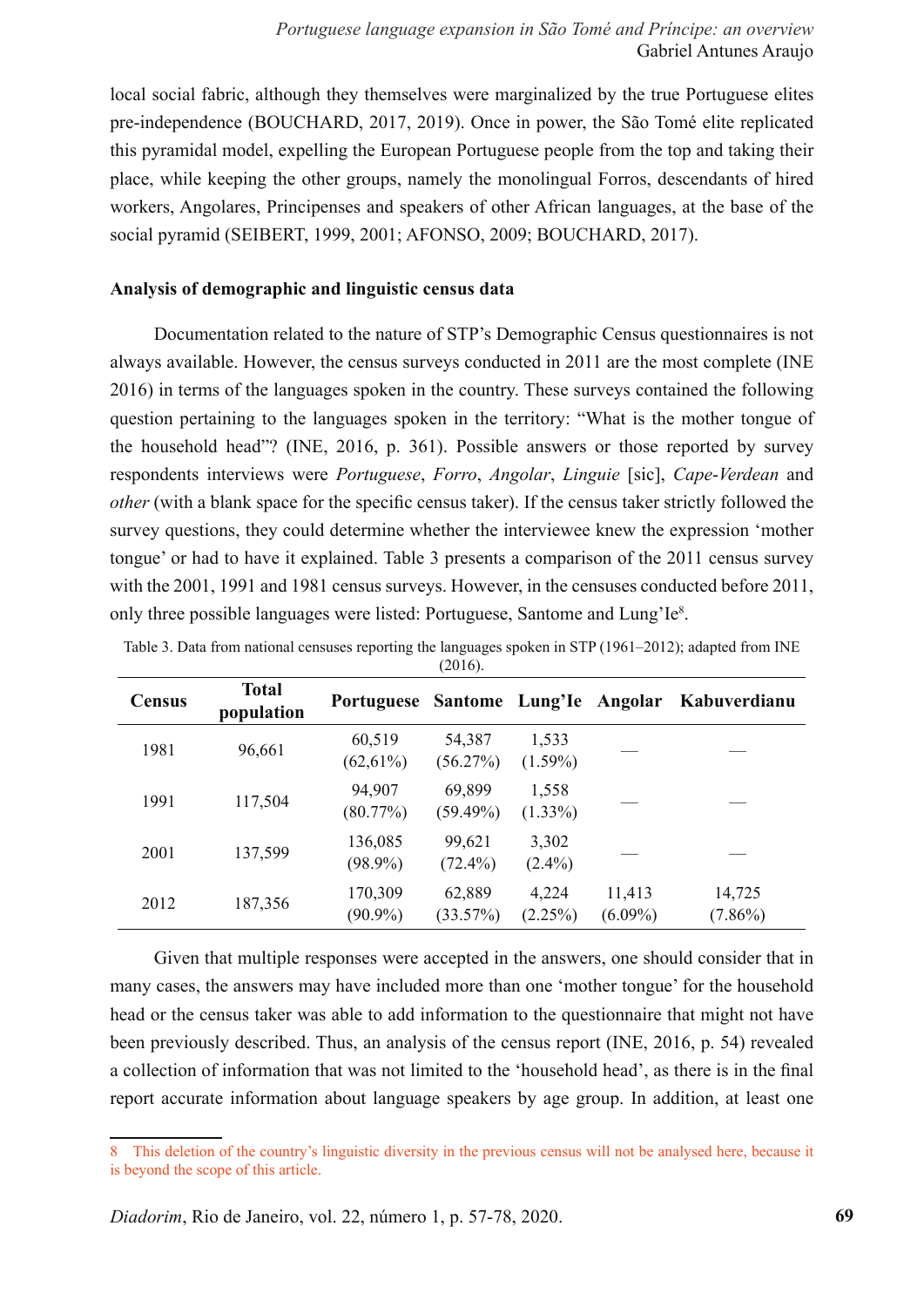local social fabric, although they themselves were marginalized by the true Portuguese elites pre-independence (BOUCHARD, 2017, 2019). Once in power, the São Tomé elite replicated this pyramidal model, expelling the European Portuguese people from the top and taking their place, while keeping the other groups, namely the monolingual Forros, descendants of hired workers, Angolares, Principenses and speakers of other African languages, at the base of the social pyramid (SEIBERT, 1999, 2001; AFONSO, 2009; BOUCHARD, 2017).

**Analysis of demographic and linguistic census data**

Documentation related to the nature of STP's Demographic Census questionnaires is not always available. However, the census surveys conducted in 2011 are the most complete (INE 2016) in terms of the languages spoken in the country. These surveys contained the following question pertaining to the languages spoken in the territory: "What is the mother tongue of the household head"? (INE, 2016, p. 361). Possible answers or those reported by survey respondents interviews were *Portuguese*, *Forro*, *Angolar*, *Linguie* [sic], *Cape-Verdean* and *other* (with a blank space for the specific census taker). If the census taker strictly followed the survey questions, they could determine whether the interviewee knew the expression 'mother tongue' or had to have it explained. Table 3 presents a comparison of the 2011 census survey with the 2001, 1991 and 1981 census surveys. However, in the censuses conducted before 2011, only three possible languages were listed: Portuguese, Santome and Lung'Ie[8].

Table 3. Data from national censuses reporting the languages spoken in STP (1961–2012); adapted from INE (2016).

| Census | Total population | Portuguese | Santome | Lung'Ie | Angolar | Kabuverdianu |
|---|---|---|---|---|---|---|
| 1981 | 96,661 | 60,519 (62,61%) | 54,387 (56.27%) | 1,533 (1.59%) | — | — |
| 1991 | 117,504 | 94,907 (80.77%) | 69,899 (59.49%) | 1,558 (1.33%) | — | — |
| 2001 | 137,599 | 136,085 (98.9%) | 99,621 (72.4%) | 3,302 (2.4%) | — | — |
| 2012 | 187,356 | 170,309 (90.9%) | 62,889 (33.57%) | 4,224 (2.25%) | 11,413 (6.09%) | 14,725 (7.86%) |

Given that multiple responses were accepted in the answers, one should consider that in many cases, the answers may have included more than one 'mother tongue' for the household head or the census taker was able to add information to the questionnaire that might not have been previously described. Thus, an analysis of the census report (INE, 2016, p. 54) revealed a collection of information that was not limited to the 'household head', as there is in the final report accurate information about language speakers by age group. In addition, at least one

8 This deletion of the country's linguistic diversity in the previous census will not be analysed here, because it is beyond the scope of this article.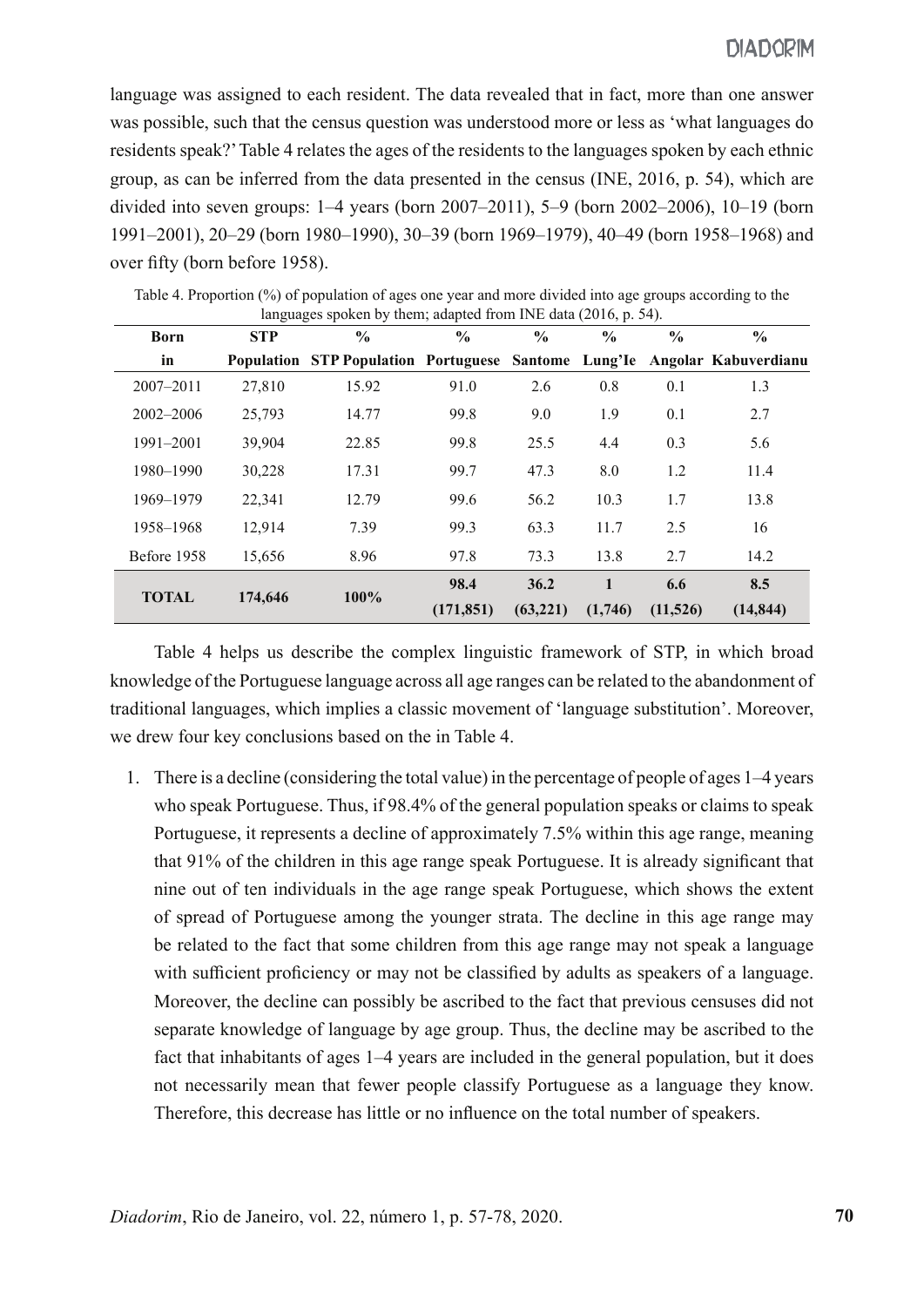language was assigned to each resident. The data revealed that in fact, more than one answer was possible, such that the census question was understood more or less as 'what languages do residents speak?' Table 4 relates the ages of the residents to the languages spoken by each ethnic group, as can be inferred from the data presented in the census (INE, 2016, p. 54), which are divided into seven groups: 1–4 years (born 2007–2011), 5–9 (born 2002–2006), 10–19 (born 1991–2001), 20–29 (born 1980–1990), 30–39 (born 1969–1979), 40–49 (born 1958–1968) and over fifty (born before 1958).

Table 4. Proportion (%) of population of ages one year and more divided into age groups according to the languages spoken by them; adapted from INE data (2016, p. 54).

| Born in | STP Population | % STP Population | % Portuguese | % Santome | % Lung'Ie | % Angolar | % Kabuverdianu |
|---|---|---|---|---|---|---|---|
| 2007–2011 | 27,810 | 15.92 | 91.0 | 2.6 | 0.8 | 0.1 | 1.3 |
| 2002–2006 | 25,793 | 14.77 | 99.8 | 9.0 | 1.9 | 0.1 | 2.7 |
| 1991–2001 | 39,904 | 22.85 | 99.8 | 25.5 | 4.4 | 0.3 | 5.6 |
| 1980–1990 | 30,228 | 17.31 | 99.7 | 47.3 | 8.0 | 1.2 | 11.4 |
| 1969–1979 | 22,341 | 12.79 | 99.6 | 56.2 | 10.3 | 1.7 | 13.8 |
| 1958–1968 | 12,914 | 7.39 | 99.3 | 63.3 | 11.7 | 2.5 | 16 |
| Before 1958 | 15,656 | 8.96 | 97.8 | 73.3 | 13.8 | 2.7 | 14.2 |
| **TOTAL** | **174,646** | **100%** | **98.4 (171,851)** | **36.2 (63,221)** | **1 (1,746)** | **6.6 (11,526)** | **8.5 (14,844)** |

Table 4 helps us describe the complex linguistic framework of STP, in which broad knowledge of the Portuguese language across all age ranges can be related to the abandonment of traditional languages, which implies a classic movement of 'language substitution'. Moreover, we drew four key conclusions based on the in Table 4.

1. There is a decline (considering the total value) in the percentage of people of ages 1–4 years who speak Portuguese. Thus, if 98.4% of the general population speaks or claims to speak Portuguese, it represents a decline of approximately 7.5% within this age range, meaning that 91% of the children in this age range speak Portuguese. It is already significant that nine out of ten individuals in the age range speak Portuguese, which shows the extent of spread of Portuguese among the younger strata. The decline in this age range may be related to the fact that some children from this age range may not speak a language with sufficient proficiency or may not be classified by adults as speakers of a language. Moreover, the decline can possibly be ascribed to the fact that previous censuses did not separate knowledge of language by age group. Thus, the decline may be ascribed to the fact that inhabitants of ages 1–4 years are included in the general population, but it does not necessarily mean that fewer people classify Portuguese as a language they know. Therefore, this decrease has little or no influence on the total number of speakers.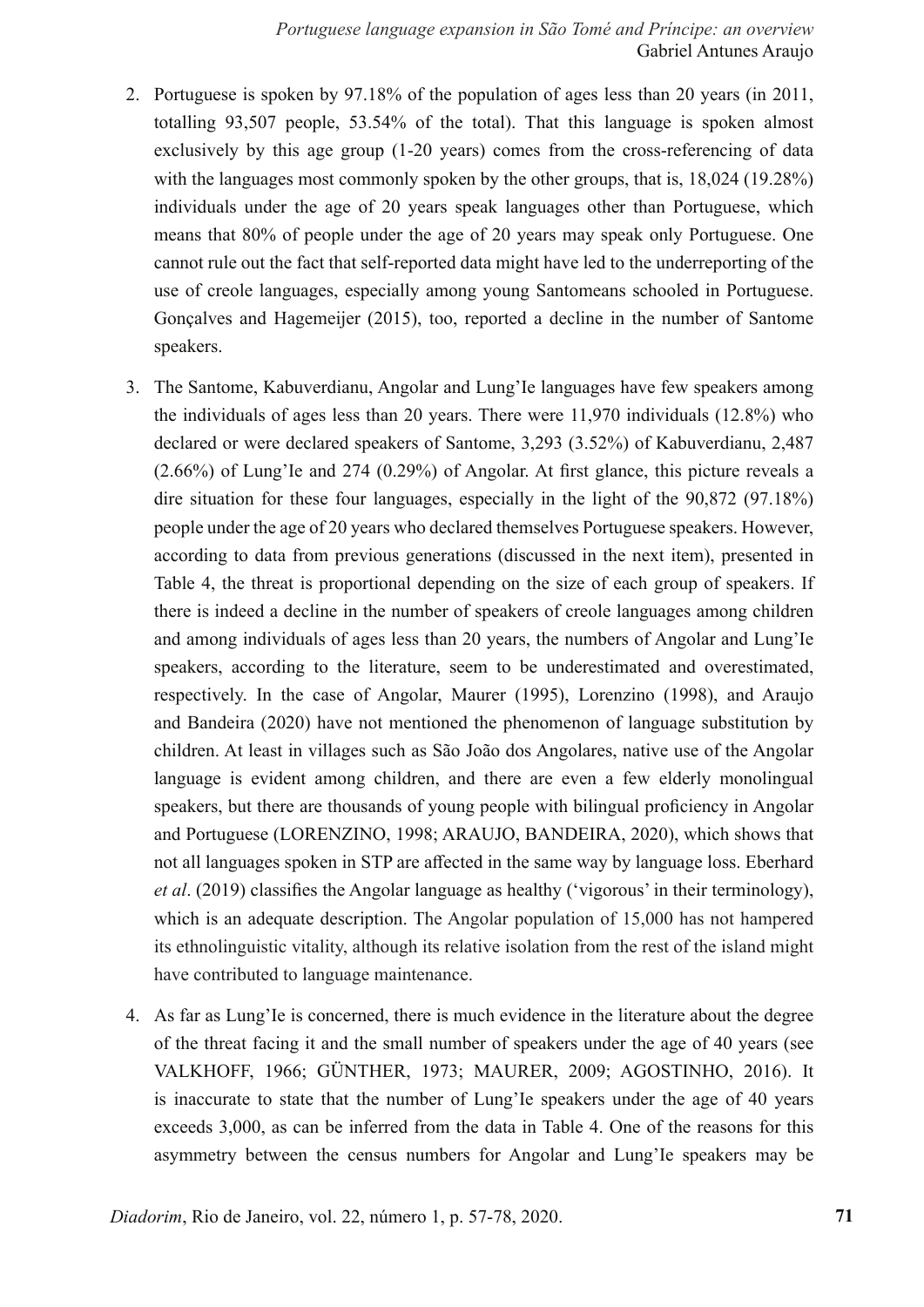2. Portuguese is spoken by 97.18% of the population of ages less than 20 years (in 2011, totalling 93,507 people, 53.54% of the total). That this language is spoken almost exclusively by this age group (1-20 years) comes from the cross-referencing of data with the languages most commonly spoken by the other groups, that is, 18,024 (19.28%) individuals under the age of 20 years speak languages other than Portuguese, which means that 80% of people under the age of 20 years may speak only Portuguese. One cannot rule out the fact that self-reported data might have led to the underreporting of the use of creole languages, especially among young Santomeans schooled in Portuguese. Gonçalves and Hagemeijer (2015), too, reported a decline in the number of Santome speakers.

3. The Santome, Kabuverdianu, Angolar and Lung'Ie languages have few speakers among the individuals of ages less than 20 years. There were 11,970 individuals (12.8%) who declared or were declared speakers of Santome, 3,293 (3.52%) of Kabuverdianu, 2,487 (2.66%) of Lung'Ie and 274 (0.29%) of Angolar. At first glance, this picture reveals a dire situation for these four languages, especially in the light of the 90,872 (97.18%) people under the age of 20 years who declared themselves Portuguese speakers. However, according to data from previous generations (discussed in the next item), presented in Table 4, the threat is proportional depending on the size of each group of speakers. If there is indeed a decline in the number of speakers of creole languages among children and among individuals of ages less than 20 years, the numbers of Angolar and Lung'Ie speakers, according to the literature, seem to be underestimated and overestimated, respectively. In the case of Angolar, Maurer (1995), Lorenzino (1998), and Araujo and Bandeira (2020) have not mentioned the phenomenon of language substitution by children. At least in villages such as São João dos Angolares, native use of the Angolar language is evident among children, and there are even a few elderly monolingual speakers, but there are thousands of young people with bilingual proficiency in Angolar and Portuguese (LORENZINO, 1998; ARAUJO, BANDEIRA, 2020), which shows that not all languages spoken in STP are affected in the same way by language loss. Eberhard *et al*. (2019) classifies the Angolar language as healthy ('vigorous' in their terminology), which is an adequate description. The Angolar population of 15,000 has not hampered its ethnolinguistic vitality, although its relative isolation from the rest of the island might have contributed to language maintenance.

4. As far as Lung'Ie is concerned, there is much evidence in the literature about the degree of the threat facing it and the small number of speakers under the age of 40 years (see VALKHOFF, 1966; GÜNTHER, 1973; MAURER, 2009; AGOSTINHO, 2016). It is inaccurate to state that the number of Lung'Ie speakers under the age of 40 years exceeds 3,000, as can be inferred from the data in Table 4. One of the reasons for this asymmetry between the census numbers for Angolar and Lung'Ie speakers may be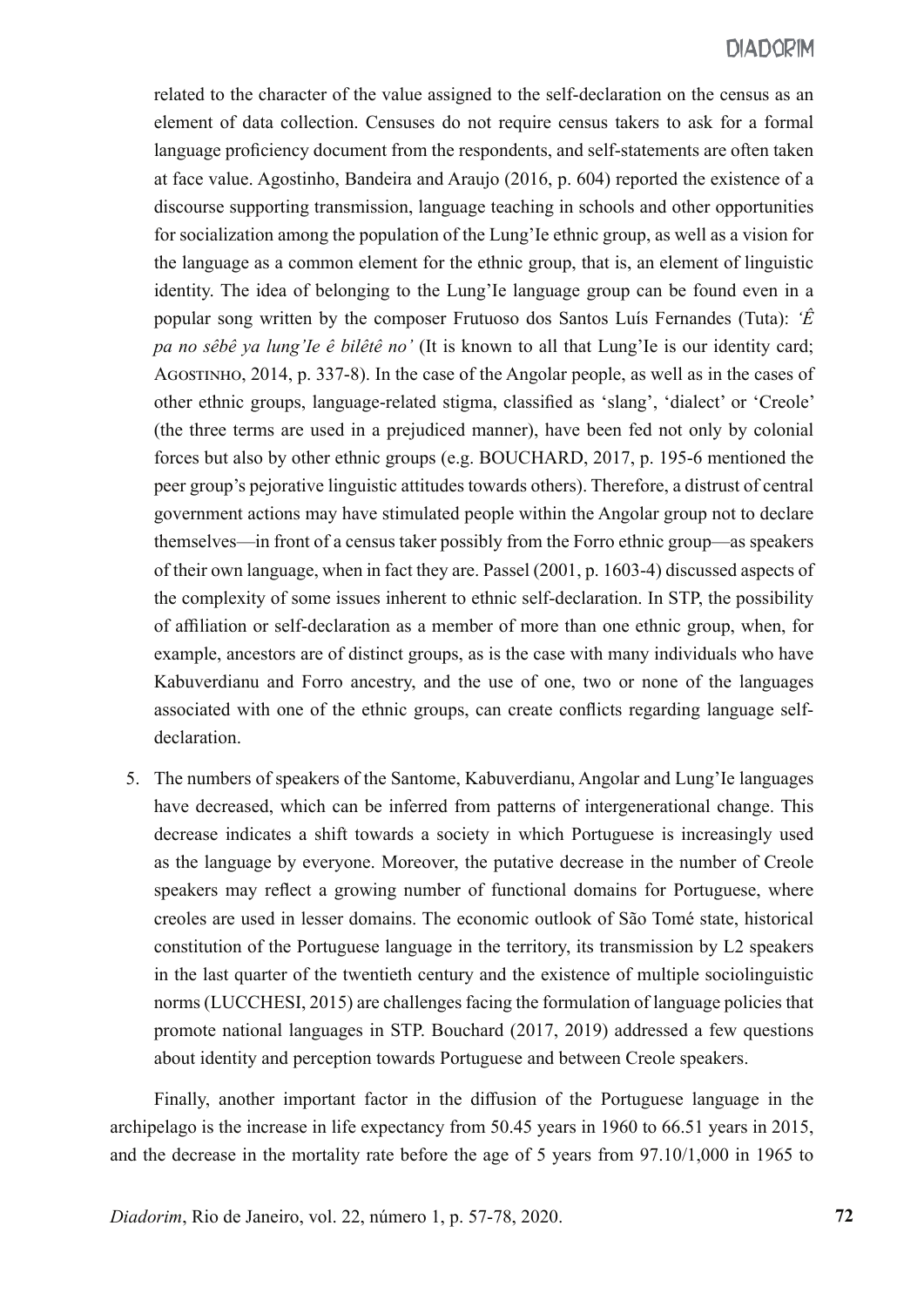related to the character of the value assigned to the self-declaration on the census as an element of data collection. Censuses do not require census takers to ask for a formal language proficiency document from the respondents, and self-statements are often taken at face value. Agostinho, Bandeira and Araujo (2016, p. 604) reported the existence of a discourse supporting transmission, language teaching in schools and other opportunities for socialization among the population of the Lung'Ie ethnic group, as well as a vision for the language as a common element for the ethnic group, that is, an element of linguistic identity. The idea of belonging to the Lung'Ie language group can be found even in a popular song written by the composer Frutuoso dos Santos Luís Fernandes (Tuta): *'Ê pa no sêbê ya lung'Ie ê bilêtê no'* (It is known to all that Lung'Ie is our identity card; Agostinho, 2014, p. 337-8). In the case of the Angolar people, as well as in the cases of other ethnic groups, language-related stigma, classified as 'slang', 'dialect' or 'Creole' (the three terms are used in a prejudiced manner), have been fed not only by colonial forces but also by other ethnic groups (e.g. BOUCHARD, 2017, p. 195-6 mentioned the peer group's pejorative linguistic attitudes towards others). Therefore, a distrust of central government actions may have stimulated people within the Angolar group not to declare themselves—in front of a census taker possibly from the Forro ethnic group—as speakers of their own language, when in fact they are. Passel (2001, p. 1603-4) discussed aspects of the complexity of some issues inherent to ethnic self-declaration. In STP, the possibility of affiliation or self-declaration as a member of more than one ethnic group, when, for example, ancestors are of distinct groups, as is the case with many individuals who have Kabuverdianu and Forro ancestry, and the use of one, two or none of the languages associated with one of the ethnic groups, can create conflicts regarding language self-declaration.

5. The numbers of speakers of the Santome, Kabuverdianu, Angolar and Lung'Ie languages have decreased, which can be inferred from patterns of intergenerational change. This decrease indicates a shift towards a society in which Portuguese is increasingly used as the language by everyone. Moreover, the putative decrease in the number of Creole speakers may reflect a growing number of functional domains for Portuguese, where creoles are used in lesser domains. The economic outlook of São Tomé state, historical constitution of the Portuguese language in the territory, its transmission by L2 speakers in the last quarter of the twentieth century and the existence of multiple sociolinguistic norms (LUCCHESI, 2015) are challenges facing the formulation of language policies that promote national languages in STP. Bouchard (2017, 2019) addressed a few questions about identity and perception towards Portuguese and between Creole speakers.

Finally, another important factor in the diffusion of the Portuguese language in the archipelago is the increase in life expectancy from 50.45 years in 1960 to 66.51 years in 2015, and the decrease in the mortality rate before the age of 5 years from 97.10/1,000 in 1965 to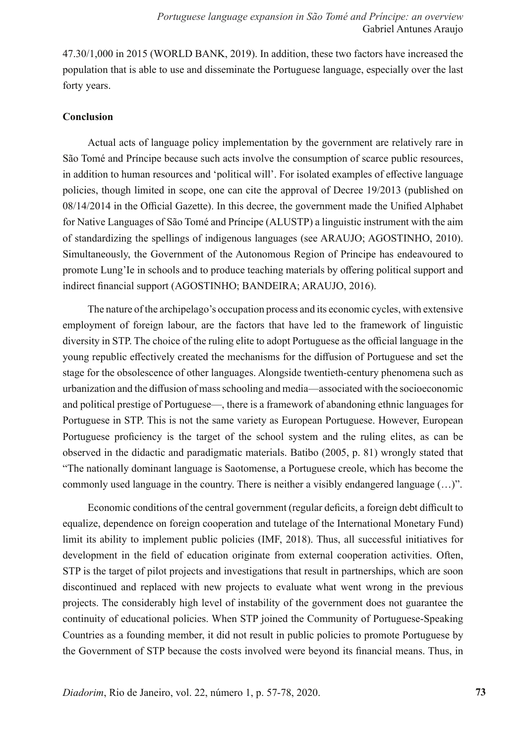47.30/1,000 in 2015 (WORLD BANK, 2019). In addition, these two factors have increased the population that is able to use and disseminate the Portuguese language, especially over the last forty years.

**Conclusion**

Actual acts of language policy implementation by the government are relatively rare in São Tomé and Príncipe because such acts involve the consumption of scarce public resources, in addition to human resources and 'political will'. For isolated examples of effective language policies, though limited in scope, one can cite the approval of Decree 19/2013 (published on 08/14/2014 in the Official Gazette). In this decree, the government made the Unified Alphabet for Native Languages of São Tomé and Príncipe (ALUSTP) a linguistic instrument with the aim of standardizing the spellings of indigenous languages (see ARAUJO; AGOSTINHO, 2010). Simultaneously, the Government of the Autonomous Region of Principe has endeavoured to promote Lung'Ie in schools and to produce teaching materials by offering political support and indirect financial support (AGOSTINHO; BANDEIRA; ARAUJO, 2016).

The nature of the archipelago's occupation process and its economic cycles, with extensive employment of foreign labour, are the factors that have led to the framework of linguistic diversity in STP. The choice of the ruling elite to adopt Portuguese as the official language in the young republic effectively created the mechanisms for the diffusion of Portuguese and set the stage for the obsolescence of other languages. Alongside twentieth-century phenomena such as urbanization and the diffusion of mass schooling and media—associated with the socioeconomic and political prestige of Portuguese—, there is a framework of abandoning ethnic languages for Portuguese in STP. This is not the same variety as European Portuguese. However, European Portuguese proficiency is the target of the school system and the ruling elites, as can be observed in the didactic and paradigmatic materials. Batibo (2005, p. 81) wrongly stated that "The nationally dominant language is Saotomense, a Portuguese creole, which has become the commonly used language in the country. There is neither a visibly endangered language (…)".

Economic conditions of the central government (regular deficits, a foreign debt difficult to equalize, dependence on foreign cooperation and tutelage of the International Monetary Fund) limit its ability to implement public policies (IMF, 2018). Thus, all successful initiatives for development in the field of education originate from external cooperation activities. Often, STP is the target of pilot projects and investigations that result in partnerships, which are soon discontinued and replaced with new projects to evaluate what went wrong in the previous projects. The considerably high level of instability of the government does not guarantee the continuity of educational policies. When STP joined the Community of Portuguese-Speaking Countries as a founding member, it did not result in public policies to promote Portuguese by the Government of STP because the costs involved were beyond its financial means. Thus, in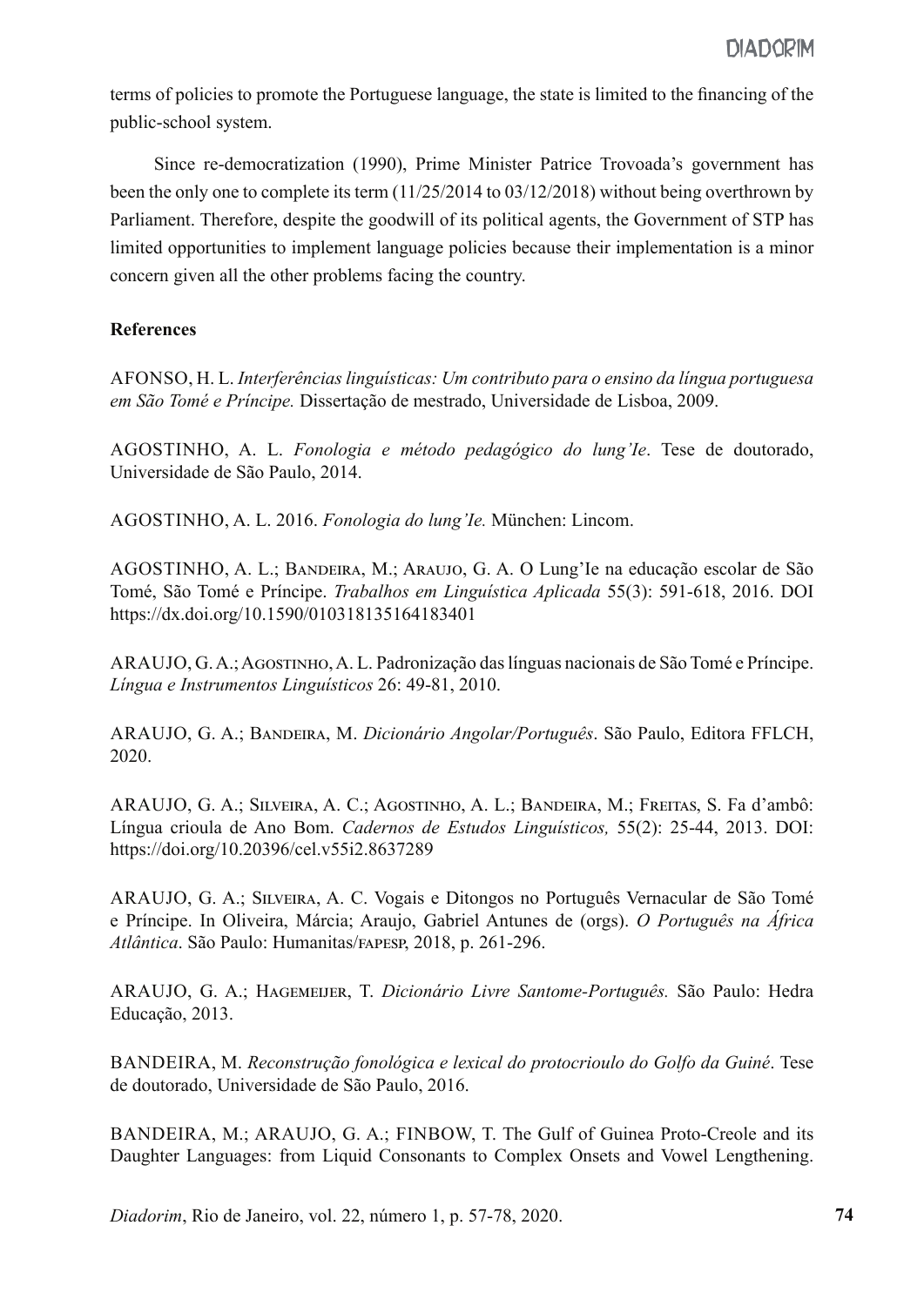terms of policies to promote the Portuguese language, the state is limited to the financing of the public-school system.

Since re-democratization (1990), Prime Minister Patrice Trovoada's government has been the only one to complete its term (11/25/2014 to 03/12/2018) without being overthrown by Parliament. Therefore, despite the goodwill of its political agents, the Government of STP has limited opportunities to implement language policies because their implementation is a minor concern given all the other problems facing the country.

**References**

AFONSO, H. L. *Interferências linguísticas: Um contributo para o ensino da língua portuguesa em São Tomé e Príncipe.* Dissertação de mestrado, Universidade de Lisboa, 2009.

AGOSTINHO, A. L. *Fonologia e método pedagógico do lung'Ie*. Tese de doutorado, Universidade de São Paulo, 2014.

AGOSTINHO, A. L. 2016. *Fonologia do lung'Ie.* München: Lincom.

AGOSTINHO, A. L.; Bandeira, M.; Araujo, G. A. O Lung'Ie na educação escolar de São Tomé, São Tomé e Príncipe. *Trabalhos em Linguística Aplicada* 55(3): 591-618, 2016. DOI https://dx.doi.org/10.1590/010318135164183401

ARAUJO, G. A.; Agostinho, A. L. Padronização das línguas nacionais de São Tomé e Príncipe. *Língua e Instrumentos Linguísticos* 26: 49-81, 2010.

ARAUJO, G. A.; Bandeira, M. *Dicionário Angolar/Português*. São Paulo, Editora FFLCH, 2020.

ARAUJO, G. A.; Silveira, A. C.; Agostinho, A. L.; Bandeira, M.; Freitas, S. Fa d'ambô: Língua crioula de Ano Bom. *Cadernos de Estudos Linguísticos,* 55(2): 25-44, 2013. DOI: https://doi.org/10.20396/cel.v55i2.8637289

ARAUJO, G. A.; Silveira, A. C. Vogais e Ditongos no Português Vernacular de São Tomé e Príncipe. In Oliveira, Márcia; Araujo, Gabriel Antunes de (orgs). *O Português na África Atlântica*. São Paulo: Humanitas/fapesp, 2018, p. 261-296.

ARAUJO, G. A.; Hagemeijer, T. *Dicionário Livre Santome-Português.* São Paulo: Hedra Educação, 2013.

BANDEIRA, M. *Reconstrução fonológica e lexical do protocrioulo do Golfo da Guiné*. Tese de doutorado, Universidade de São Paulo, 2016.

BANDEIRA, M.; ARAUJO, G. A.; FINBOW, T. The Gulf of Guinea Proto-Creole and its Daughter Languages: from Liquid Consonants to Complex Onsets and Vowel Lengthening.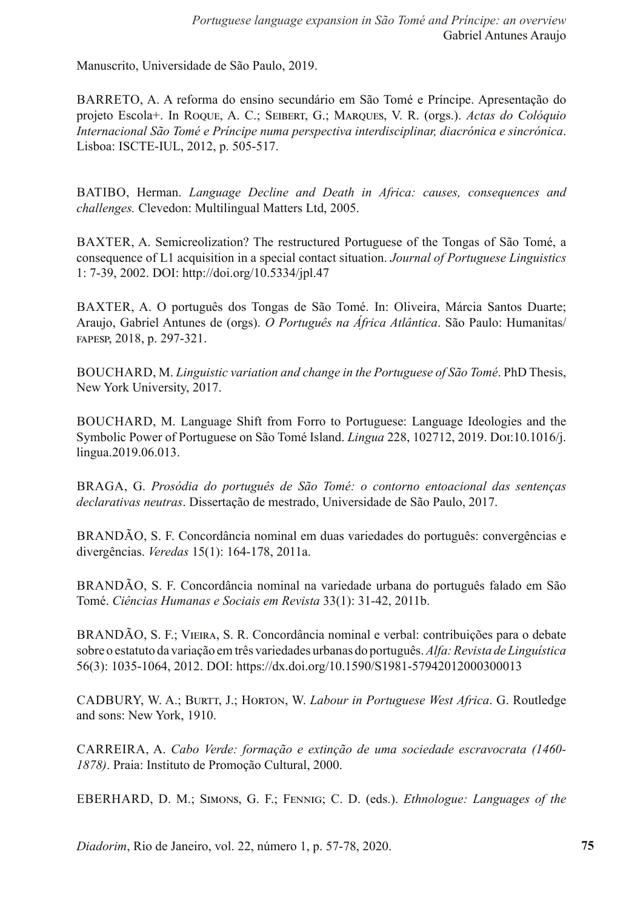Manuscrito, Universidade de São Paulo, 2019.

BARRETO, A. A reforma do ensino secundário em São Tomé e Príncipe. Apresentação do projeto Escola+. In Roque, A. C.; Seibert, G.; Marques, V. R. (orgs.). *Actas do Colóquio Internacional São Tomé e Príncipe numa perspectiva interdisciplinar, diacrónica e sincrónica*. Lisboa: ISCTE-IUL, 2012, p. 505-517.

BATIBO, Herman. *Language Decline and Death in Africa: causes, consequences and challenges.* Clevedon: Multilingual Matters Ltd, 2005.

BAXTER, A. Semicreolization? The restructured Portuguese of the Tongas of São Tomé, a consequence of L1 acquisition in a special contact situation. *Journal of Portuguese Linguistics* 1: 7-39, 2002. DOI: http://doi.org/10.5334/jpl.47

BAXTER, A. O português dos Tongas de São Tomé. In: Oliveira, Márcia Santos Duarte; Araujo, Gabriel Antunes de (orgs). *O Português na África Atlântica*. São Paulo: Humanitas/ fapesp, 2018, p. 297-321.

BOUCHARD, M. *Linguistic variation and change in the Portuguese of São Tomé*. PhD Thesis, New York University, 2017.

BOUCHARD, M. Language Shift from Forro to Portuguese: Language Ideologies and the Symbolic Power of Portuguese on São Tomé Island. *Lingua* 228, 102712, 2019. Doi:10.1016/j.lingua.2019.06.013.

BRAGA, G. *Prosódia do português de São Tomé: o contorno entoacional das sentenças declarativas neutras*. Dissertação de mestrado, Universidade de São Paulo, 2017.

BRANDÃO, S. F. Concordância nominal em duas variedades do português: convergências e divergências. *Veredas* 15(1): 164-178, 2011a.

BRANDÃO, S. F. Concordância nominal na variedade urbana do português falado em São Tomé. *Ciências Humanas e Sociais em Revista* 33(1): 31-42, 2011b.

BRANDÃO, S. F.; Vieira, S. R. Concordância nominal e verbal: contribuições para o debate sobre o estatuto da variação em três variedades urbanas do português. *Alfa: Revista de Linguística* 56(3): 1035-1064, 2012. DOI: https://dx.doi.org/10.1590/S1981-57942012000300013

CADBURY, W. A.; Burtt, J.; Horton, W. *Labour in Portuguese West Africa*. G. Routledge and sons: New York, 1910.

CARREIRA, A. *Cabo Verde: formação e extinção de uma sociedade escravocrata (1460-1878)*. Praia: Instituto de Promoção Cultural, 2000.

EBERHARD, D. M.; Simons, G. F.; Fennig; C. D. (eds.). *Ethnologue: Languages of the*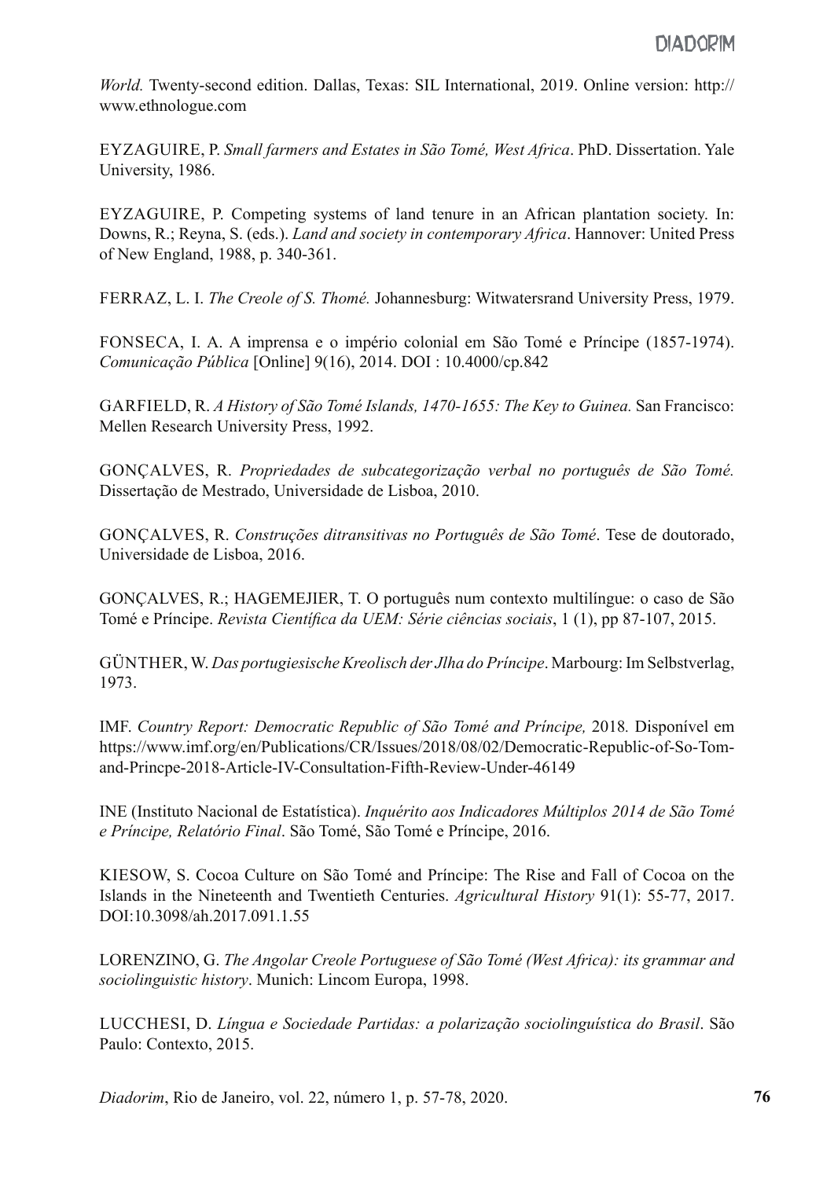*World.* Twenty-second edition. Dallas, Texas: SIL International, 2019. Online version: http://www.ethnologue.com

EYZAGUIRE, P. *Small farmers and Estates in São Tomé, West Africa*. PhD. Dissertation. Yale University, 1986.

EYZAGUIRE, P. Competing systems of land tenure in an African plantation society. In: Downs, R.; Reyna, S. (eds.). *Land and society in contemporary Africa*. Hannover: United Press of New England, 1988, p. 340-361.

FERRAZ, L. I. *The Creole of S. Thomé.* Johannesburg: Witwatersrand University Press, 1979.

FONSECA, I. A. A imprensa e o império colonial em São Tomé e Príncipe (1857-1974). *Comunicação Pública* [Online] 9(16), 2014. DOI : 10.4000/cp.842

GARFIELD, R. *A History of São Tomé Islands, 1470-1655: The Key to Guinea.* San Francisco: Mellen Research University Press, 1992.

GONÇALVES, R. *Propriedades de subcategorização verbal no português de São Tomé.* Dissertação de Mestrado, Universidade de Lisboa, 2010.

GONÇALVES, R. *Construções ditransitivas no Português de São Tomé*. Tese de doutorado, Universidade de Lisboa, 2016.

GONÇALVES, R.; HAGEMEJIER, T. O português num contexto multilíngue: o caso de São Tomé e Príncipe. *Revista Científica da UEM: Série ciências sociais*, 1 (1), pp 87-107, 2015.

GÜNTHER, W. *Das portugiesische Kreolisch der Jlha do Príncipe*. Marbourg: Im Selbstverlag, 1973.

IMF. *Country Report: Democratic Republic of São Tomé and Príncipe,* 2018*.* Disponível em https://www.imf.org/en/Publications/CR/Issues/2018/08/02/Democratic-Republic-of-So-Tom-and-Princpe-2018-Article-IV-Consultation-Fifth-Review-Under-46149

INE (Instituto Nacional de Estatística). *Inquérito aos Indicadores Múltiplos 2014 de São Tomé e Príncipe, Relatório Final*. São Tomé, São Tomé e Príncipe, 2016.

KIESOW, S. Cocoa Culture on São Tomé and Príncipe: The Rise and Fall of Cocoa on the Islands in the Nineteenth and Twentieth Centuries. *Agricultural History* 91(1): 55-77, 2017. DOI:10.3098/ah.2017.091.1.55

LORENZINO, G. *The Angolar Creole Portuguese of São Tomé (West Africa): its grammar and sociolinguistic history*. Munich: Lincom Europa, 1998.

LUCCHESI, D. *Língua e Sociedade Partidas: a polarização sociolinguística do Brasil*. São Paulo: Contexto, 2015.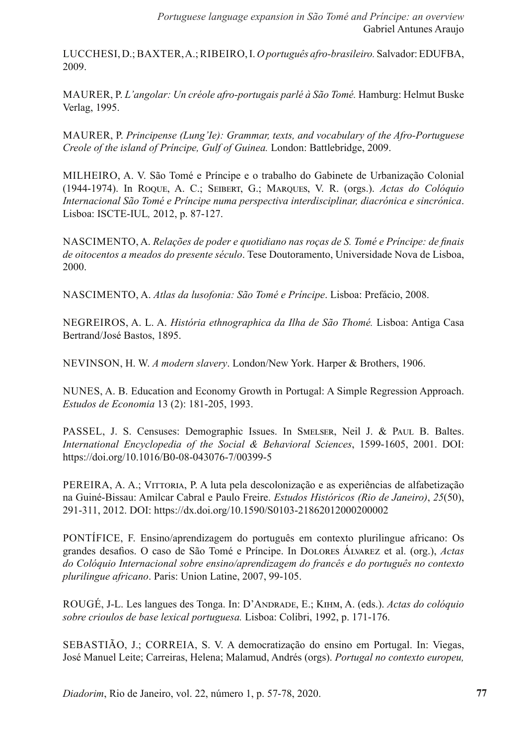LUCCHESI, D.; BAXTER, A.; RIBEIRO, I. *O português afro-brasileiro.* Salvador: EDUFBA, 2009.

MAURER, P. *L'angolar: Un créole afro-portugais parlé à São Tomé.* Hamburg: Helmut Buske Verlag, 1995.

MAURER, P. *Principense (Lung'Ie): Grammar, texts, and vocabulary of the Afro-Portuguese Creole of the island of Príncipe, Gulf of Guinea.* London: Battlebridge, 2009.

MILHEIRO, A. V. São Tomé e Príncipe e o trabalho do Gabinete de Urbanização Colonial (1944-1974). In Roque, A. C.; Seibert, G.; Marques, V. R. (orgs.). *Actas do Colóquio Internacional São Tomé e Príncipe numa perspectiva interdisciplinar, diacrónica e sincrónica*. Lisboa: ISCTE-IUL, 2012, p. 87-127.

NASCIMENTO, A. *Relações de poder e quotidiano nas roças de S. Tomé e Príncipe: de finais de oitocentos a meados do presente século*. Tese Doutoramento, Universidade Nova de Lisboa, 2000.

NASCIMENTO, A. *Atlas da lusofonia: São Tomé e Príncipe*. Lisboa: Prefácio, 2008.

NEGREIROS, A. L. A. *História ethnographica da Ilha de São Thomé.* Lisboa: Antiga Casa Bertrand/José Bastos, 1895.

NEVINSON, H. W. *A modern slavery*. London/New York. Harper & Brothers, 1906.

NUNES, A. B. Education and Economy Growth in Portugal: A Simple Regression Approach. *Estudos de Economia* 13 (2): 181-205, 1993.

PASSEL, J. S. Censuses: Demographic Issues. In Smelser, Neil J. & Paul B. Baltes. *International Encyclopedia of the Social & Behavioral Sciences*, 1599-1605, 2001. DOI: https://doi.org/10.1016/B0-08-043076-7/00399-5

PEREIRA, A. A.; Vittoria, P. A luta pela descolonização e as experiências de alfabetização na Guiné-Bissau: Amilcar Cabral e Paulo Freire. *Estudos Históricos (Rio de Janeiro)*, *25*(50), 291-311, 2012. DOI: https://dx.doi.org/10.1590/S0103-21862012000200002

PONTÍFICE, F. Ensino/aprendizagem do português em contexto plurilingue africano: Os grandes desafios. O caso de São Tomé e Príncipe. In Dolores Álvarez et al. (org.), *Actas do Colóquio Internacional sobre ensino/aprendizagem do francês e do português no contexto plurilingue africano*. Paris: Union Latine, 2007, 99-105.

ROUGÉ, J-L. Les langues des Tonga. In: D'Andrade, E.; Kihm, A. (eds.). *Actas do colóquio sobre crioulos de base lexical portuguesa.* Lisboa: Colibri, 1992, p. 171-176.

SEBASTIÃO, J.; CORREIA, S. V. A democratização do ensino em Portugal. In: Viegas, José Manuel Leite; Carreiras, Helena; Malamud, Andrés (orgs). *Portugal no contexto europeu,*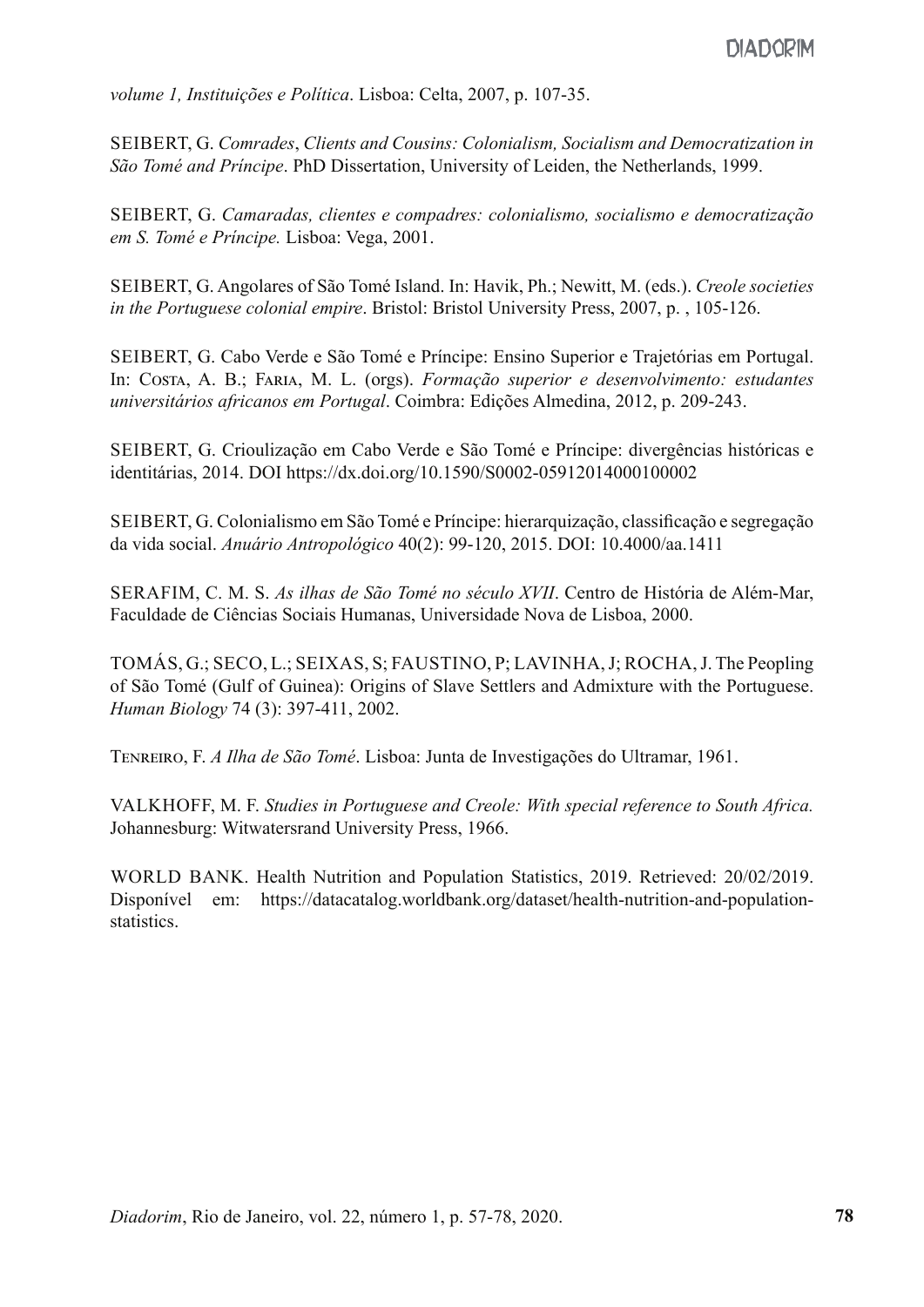*volume 1, Instituições e Política*. Lisboa: Celta, 2007, p. 107-35.

SEIBERT, G. *Comrades*, *Clients and Cousins: Colonialism, Socialism and Democratization in São Tomé and Príncipe*. PhD Dissertation, University of Leiden, the Netherlands, 1999.

SEIBERT, G. *Camaradas, clientes e compadres: colonialismo, socialismo e democratização em S. Tomé e Príncipe.* Lisboa: Vega, 2001.

SEIBERT, G. Angolares of São Tomé Island. In: Havik, Ph.; Newitt, M. (eds.). *Creole societies in the Portuguese colonial empire*. Bristol: Bristol University Press, 2007, p. , 105-126.

SEIBERT, G. Cabo Verde e São Tomé e Príncipe: Ensino Superior e Trajetórias em Portugal. In: Costa, A. B.; Faria, M. L. (orgs). *Formação superior e desenvolvimento: estudantes universitários africanos em Portugal*. Coimbra: Edições Almedina, 2012, p. 209-243.

SEIBERT, G. Crioulização em Cabo Verde e São Tomé e Príncipe: divergências históricas e identitárias, 2014. DOI https://dx.doi.org/10.1590/S0002-05912014000100002

SEIBERT, G. Colonialismo em São Tomé e Príncipe: hierarquização, classificação e segregação da vida social. *Anuário Antropológico* 40(2): 99-120, 2015. DOI: 10.4000/aa.1411

SERAFIM, C. M. S. *As ilhas de São Tomé no século XVII*. Centro de História de Além-Mar, Faculdade de Ciências Sociais Humanas, Universidade Nova de Lisboa, 2000.

TOMÁS, G.; SECO, L.; SEIXAS, S; FAUSTINO, P; LAVINHA, J; ROCHA, J. The Peopling of São Tomé (Gulf of Guinea): Origins of Slave Settlers and Admixture with the Portuguese. *Human Biology* 74 (3): 397-411, 2002.

Tenreiro, F. *A Ilha de São Tomé*. Lisboa: Junta de Investigações do Ultramar, 1961.

VALKHOFF, M. F. *Studies in Portuguese and Creole: With special reference to South Africa.* Johannesburg: Witwatersrand University Press, 1966.

WORLD BANK. Health Nutrition and Population Statistics, 2019. Retrieved: 20/02/2019. Disponível em: https://datacatalog.worldbank.org/dataset/health-nutrition-and-population-statistics.